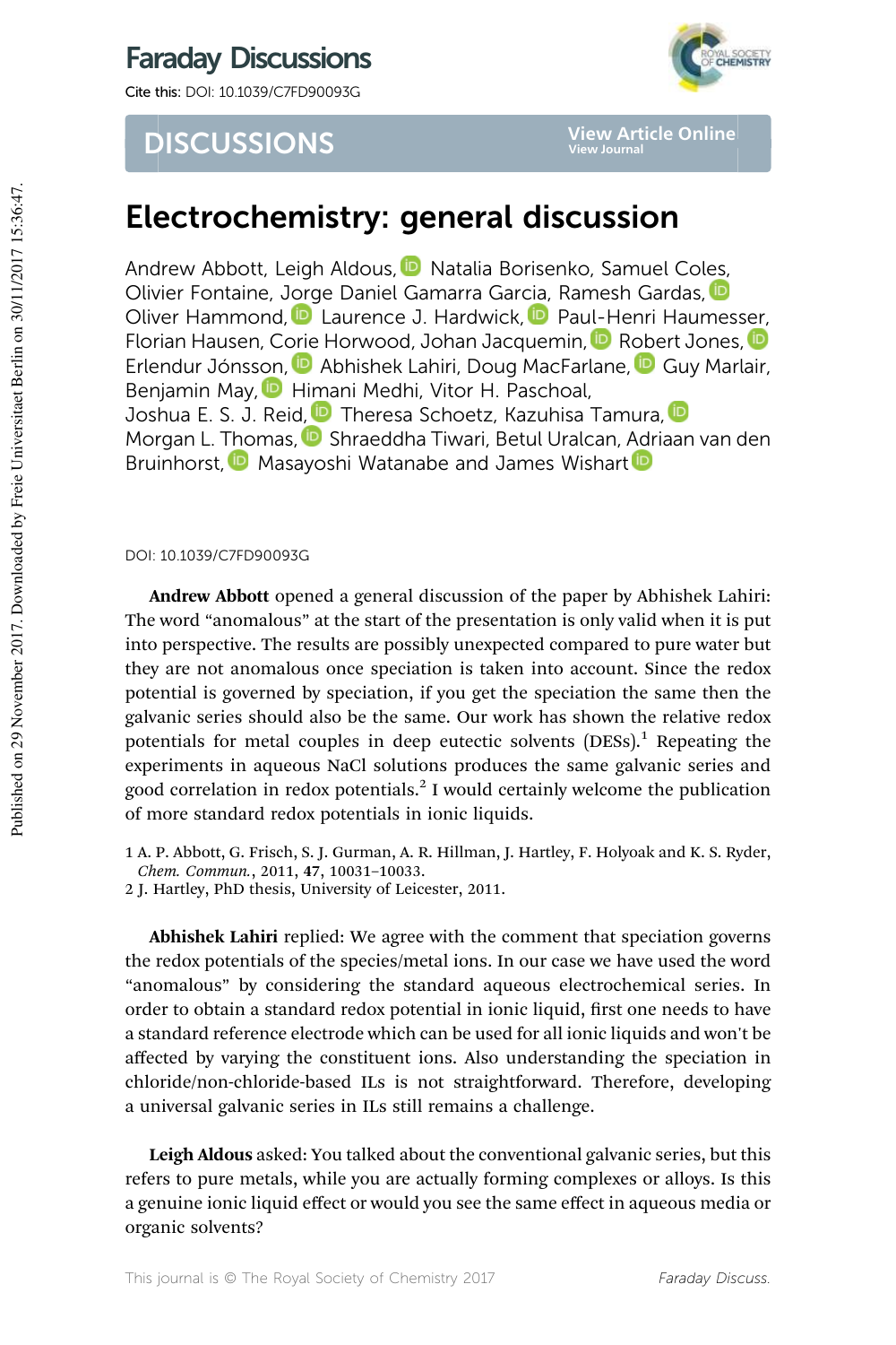# Faraday Discussions

Cite this: DOI: 10.1039/C7FD90093G

## DISCUSSIONS

# Electrochemistry: general discussion

Andrew Abbott, Leigh Aldous, Natalia Borisenko, Samuel Coles, Olivier Fontaine, Jorge Daniel Gamarra Garcia, Ramesh Gardas, Oliver Hammond, Laurence J. Hardwick, Paul-Henri Haumesser, Florian Hausen, Corie Horwood, Johan Jacquemin, Robert Jones, Erlendur Jónsson, Abhishek Lahiri, Doug MacFarlane, Guy Marlair, Benjamin May, Himani Medhi, Vitor H. Paschoal, Joshua E. S. J. Reid, Theresa Schoetz, Kazuhisa Tamura, Morgan L. Thomas, Shraeddha Tiwari, Betul Uralcan, Adriaan van den Bruinhorst, Masayoshi Watanabe and James Wishart

DOI: 10.1039/C7FD90093G

**Andrew Abbott** opened a general discussion of the paper by Abhishek Lahiri: The word "anomalous" at the start of the presentation is only valid when it is put into perspective. The results are possibly unexpected compared to pure water but they are not anomalous once speciation is taken into account. Since the redox potential is governed by speciation, if you get the speciation the same then the galvanic series should also be the same. Our work has shown the relative redox potentials for metal couples in deep eutectic solvents (DESs).[1] Repeating the experiments in aqueous NaCl solutions produces the same galvanic series and good correlation in redox potentials.[2] I would certainly welcome the publication of more standard redox potentials in ionic liquids.

1 A. P. Abbott, G. Frisch, S. J. Gurman, A. R. Hillman, J. Hartley, F. Holyoak and K. S. Ryder, *Chem. Commun.*, 2011, **47**, 10031–10033.
2 J. Hartley, PhD thesis, University of Leicester, 2011.

**Abhishek Lahiri** replied: We agree with the comment that speciation governs the redox potentials of the species/metal ions. In our case we have used the word "anomalous" by considering the standard aqueous electrochemical series. In order to obtain a standard redox potential in ionic liquid, first one needs to have a standard reference electrode which can be used for all ionic liquids and won't be affected by varying the constituent ions. Also understanding the speciation in chloride/non-chloride-based ILs is not straightforward. Therefore, developing a universal galvanic series in ILs still remains a challenge.

**Leigh Aldous** asked: You talked about the conventional galvanic series, but this refers to pure metals, while you are actually forming complexes or alloys. Is this a genuine ionic liquid effect or would you see the same effect in aqueous media or organic solvents?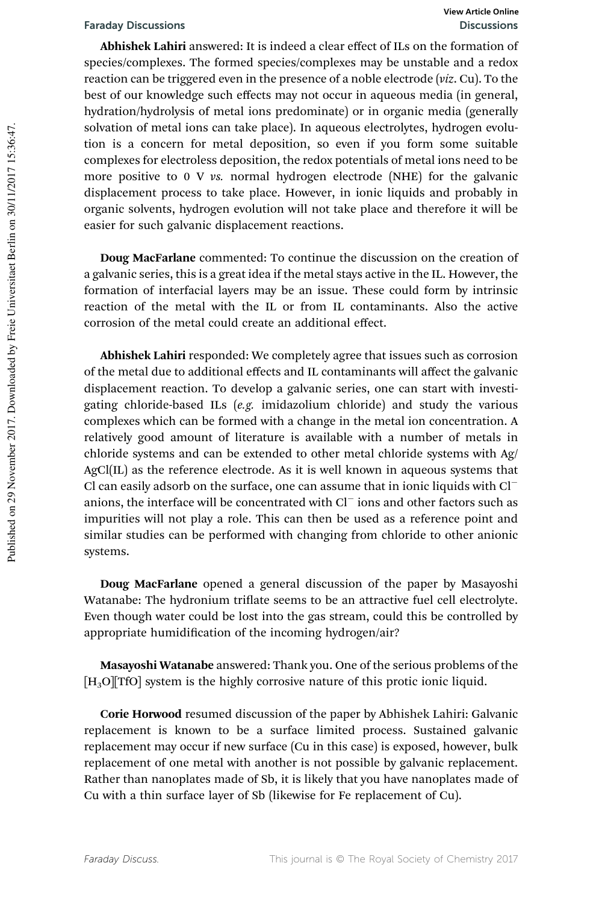**Abhishek Lahiri** answered: It is indeed a clear effect of ILs on the formation of species/complexes. The formed species/complexes may be unstable and a redox reaction can be triggered even in the presence of a noble electrode (*viz*. Cu). To the best of our knowledge such effects may not occur in aqueous media (in general, hydration/hydrolysis of metal ions predominate) or in organic media (generally solvation of metal ions can take place). In aqueous electrolytes, hydrogen evolution is a concern for metal deposition, so even if you form some suitable complexes for electroless deposition, the redox potentials of metal ions need to be more positive to 0 V *vs.* normal hydrogen electrode (NHE) for the galvanic displacement process to take place. However, in ionic liquids and probably in organic solvents, hydrogen evolution will not take place and therefore it will be easier for such galvanic displacement reactions.

**Doug MacFarlane** commented: To continue the discussion on the creation of a galvanic series, this is a great idea if the metal stays active in the IL. However, the formation of interfacial layers may be an issue. These could form by intrinsic reaction of the metal with the IL or from IL contaminants. Also the active corrosion of the metal could create an additional effect.

**Abhishek Lahiri** responded: We completely agree that issues such as corrosion of the metal due to additional effects and IL contaminants will affect the galvanic displacement reaction. To develop a galvanic series, one can start with investigating chloride-based ILs (*e.g.* imidazolium chloride) and study the various complexes which can be formed with a change in the metal ion concentration. A relatively good amount of literature is available with a number of metals in chloride systems and can be extended to other metal chloride systems with Ag/AgCl(IL) as the reference electrode. As it is well known in aqueous systems that Cl can easily adsorb on the surface, one can assume that in ionic liquids with $Cl^-$ anions, the interface will be concentrated with $Cl^-$ ions and other factors such as impurities will not play a role. This can then be used as a reference point and similar studies can be performed with changing from chloride to other anionic systems.

**Doug MacFarlane** opened a general discussion of the paper by Masayoshi Watanabe: The hydronium triflate seems to be an attractive fuel cell electrolyte. Even though water could be lost into the gas stream, could this be controlled by appropriate humidification of the incoming hydrogen/air?

**Masayoshi Watanabe** answered: Thank you. One of the serious problems of the $[H_3O][TfO]$ system is the highly corrosive nature of this protic ionic liquid.

**Corie Horwood** resumed discussion of the paper by Abhishek Lahiri: Galvanic replacement is known to be a surface limited process. Sustained galvanic replacement may occur if new surface (Cu in this case) is exposed, however, bulk replacement of one metal with another is not possible by galvanic replacement. Rather than nanoplates made of Sb, it is likely that you have nanoplates made of Cu with a thin surface layer of Sb (likewise for Fe replacement of Cu).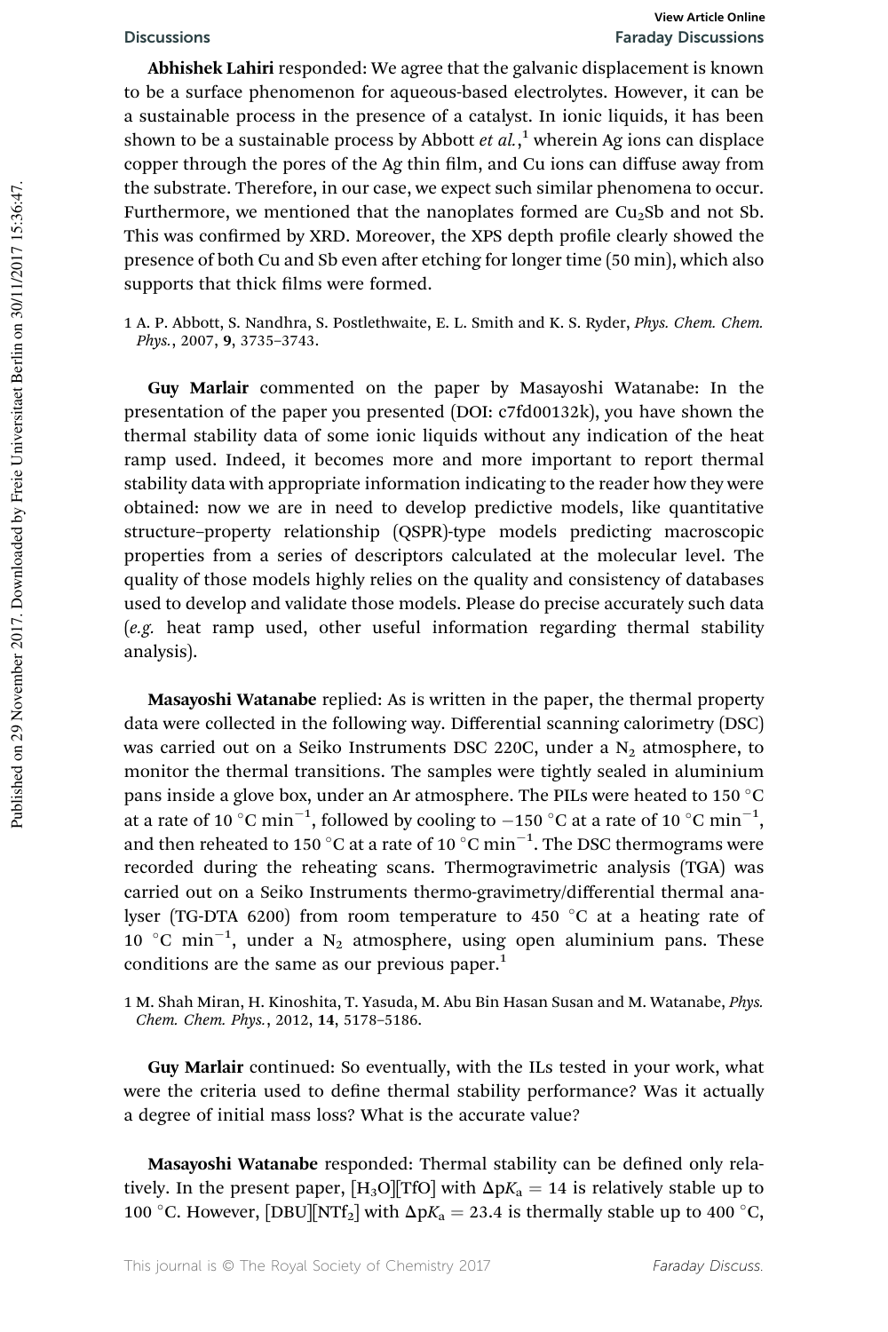**Abhishek Lahiri** responded: We agree that the galvanic displacement is known to be a surface phenomenon for aqueous-based electrolytes. However, it can be a sustainable process in the presence of a catalyst. In ionic liquids, it has been shown to be a sustainable process by Abbott *et al.*,[1] wherein Ag ions can displace copper through the pores of the Ag thin film, and Cu ions can diffuse away from the substrate. Therefore, in our case, we expect such similar phenomena to occur. Furthermore, we mentioned that the nanoplates formed are $Cu_2Sb$ and not Sb. This was confirmed by XRD. Moreover, the XPS depth profile clearly showed the presence of both Cu and Sb even after etching for longer time (50 min), which also supports that thick films were formed.

1 A. P. Abbott, S. Nandhra, S. Postlethwaite, E. L. Smith and K. S. Ryder, *Phys. Chem. Chem. Phys.*, 2007, **9**, 3735–3743.

**Guy Marlair** commented on the paper by Masayoshi Watanabe: In the presentation of the paper you presented (DOI: c7fd00132k), you have shown the thermal stability data of some ionic liquids without any indication of the heat ramp used. Indeed, it becomes more and more important to report thermal stability data with appropriate information indicating to the reader how they were obtained: now we are in need to develop predictive models, like quantitative structure–property relationship (QSPR)-type models predicting macroscopic properties from a series of descriptors calculated at the molecular level. The quality of those models highly relies on the quality and consistency of databases used to develop and validate those models. Please do precise accurately such data (*e.g.* heat ramp used, other useful information regarding thermal stability analysis).

**Masayoshi Watanabe** replied: As is written in the paper, the thermal property data were collected in the following way. Differential scanning calorimetry (DSC) was carried out on a Seiko Instruments DSC 220C, under a $N_2$ atmosphere, to monitor the thermal transitions. The samples were tightly sealed in aluminium pans inside a glove box, under an Ar atmosphere. The PILs were heated to 150 °C at a rate of 10 °C min$^{-1}$, followed by cooling to −150 °C at a rate of 10 °C min$^{-1}$, and then reheated to 150 °C at a rate of 10 °C min$^{-1}$. The DSC thermograms were recorded during the reheating scans. Thermogravimetric analysis (TGA) was carried out on a Seiko Instruments thermo-gravimetry/differential thermal analyser (TG-DTA 6200) from room temperature to 450 °C at a heating rate of 10 °C min$^{-1}$, under a $N_2$ atmosphere, using open aluminium pans. These conditions are the same as our previous paper.[1]

1 M. Shah Miran, H. Kinoshita, T. Yasuda, M. Abu Bin Hasan Susan and M. Watanabe, *Phys. Chem. Chem. Phys.*, 2012, **14**, 5178–5186.

**Guy Marlair** continued: So eventually, with the ILs tested in your work, what were the criteria used to define thermal stability performance? Was it actually a degree of initial mass loss? What is the accurate value?

**Masayoshi Watanabe** responded: Thermal stability can be defined only relatively. In the present paper, $[H_3O][TfO]$ with $\Delta pK_a = 14$ is relatively stable up to 100 °C. However, $[DBU][NTf_2]$ with $\Delta pK_a = 23.4$ is thermally stable up to 400 °C,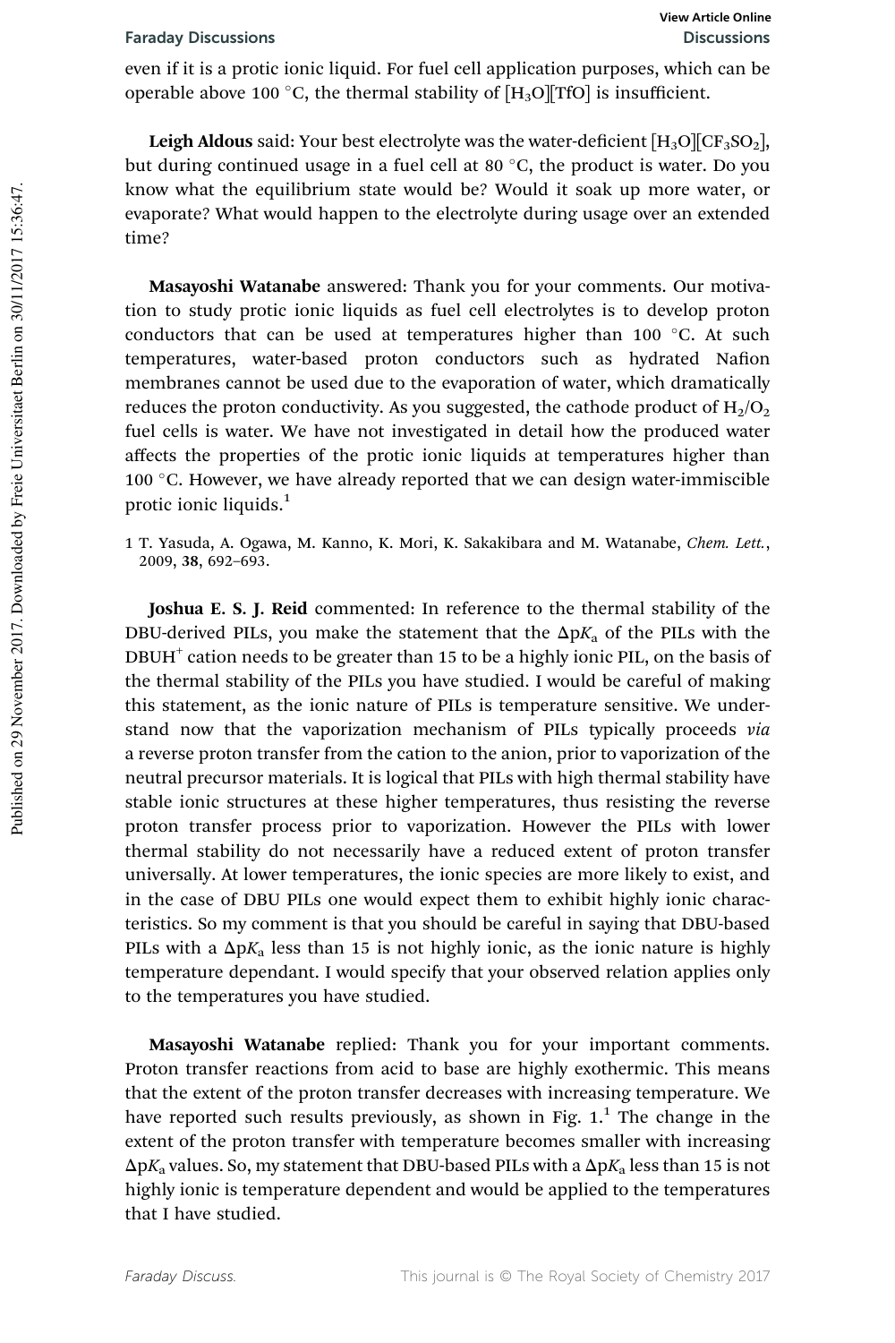even if it is a protic ionic liquid. For fuel cell application purposes, which can be operable above 100 °C, the thermal stability of $[H_3O][TfO]$ is insufficient.

**Leigh Aldous** said: Your best electrolyte was the water-deficient $[H_3O][CF_3SO_2]$, but during continued usage in a fuel cell at 80 °C, the product is water. Do you know what the equilibrium state would be? Would it soak up more water, or evaporate? What would happen to the electrolyte during usage over an extended time?

**Masayoshi Watanabe** answered: Thank you for your comments. Our motivation to study protic ionic liquids as fuel cell electrolytes is to develop proton conductors that can be used at temperatures higher than 100 °C. At such temperatures, water-based proton conductors such as hydrated Nafion membranes cannot be used due to the evaporation of water, which dramatically reduces the proton conductivity. As you suggested, the cathode product of $H_2/O_2$ fuel cells is water. We have not investigated in detail how the produced water affects the properties of the protic ionic liquids at temperatures higher than 100 °C. However, we have already reported that we can design water-immiscible protic ionic liquids.[1]

1 T. Yasuda, A. Ogawa, M. Kanno, K. Mori, K. Sakakibara and M. Watanabe, *Chem. Lett.*, 2009, **38**, 692–693.

**Joshua E. S. J. Reid** commented: In reference to the thermal stability of the DBU-derived PILs, you make the statement that the $\Delta pK_a$ of the PILs with the $DBUH^+$ cation needs to be greater than 15 to be a highly ionic PIL, on the basis of the thermal stability of the PILs you have studied. I would be careful of making this statement, as the ionic nature of PILs is temperature sensitive. We understand now that the vaporization mechanism of PILs typically proceeds *via* a reverse proton transfer from the cation to the anion, prior to vaporization of the neutral precursor materials. It is logical that PILs with high thermal stability have stable ionic structures at these higher temperatures, thus resisting the reverse proton transfer process prior to vaporization. However the PILs with lower thermal stability do not necessarily have a reduced extent of proton transfer universally. At lower temperatures, the ionic species are more likely to exist, and in the case of DBU PILs one would expect them to exhibit highly ionic characteristics. So my comment is that you should be careful in saying that DBU-based PILs with a $\Delta pK_a$ less than 15 is not highly ionic, as the ionic nature is highly temperature dependant. I would specify that your observed relation applies only to the temperatures you have studied.

**Masayoshi Watanabe** replied: Thank you for your important comments. Proton transfer reactions from acid to base are highly exothermic. This means that the extent of the proton transfer decreases with increasing temperature. We have reported such results previously, as shown in Fig. 1.[1] The change in the extent of the proton transfer with temperature becomes smaller with increasing $\Delta pK_a$ values. So, my statement that DBU-based PILs with a $\Delta pK_a$ less than 15 is not highly ionic is temperature dependent and would be applied to the temperatures that I have studied.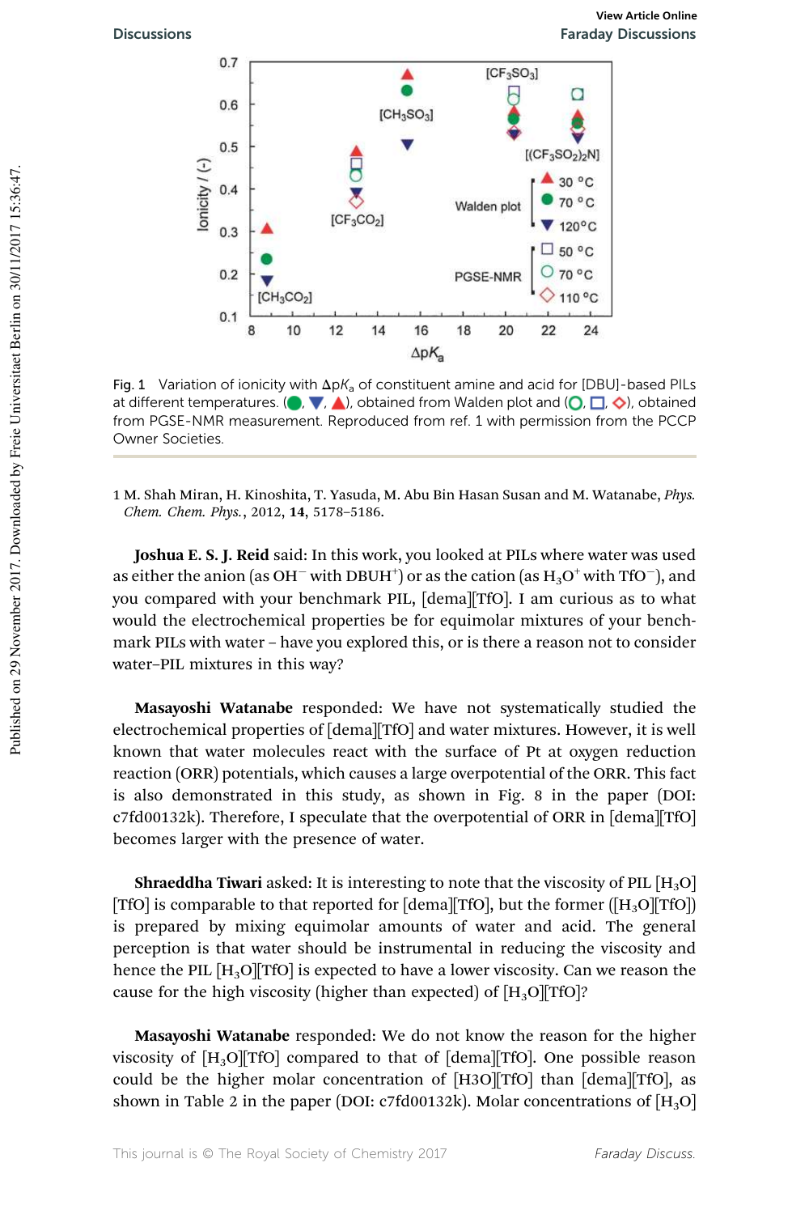Fig. 1 Variation of ionicity with $\Delta pK_a$ of constituent amine and acid for [DBU]-based PILs at different temperatures. (●, ▼, ▲), obtained from Walden plot and (○, □, ◇), obtained from PGSE-NMR measurement. Reproduced from ref. 1 with permission from the PCCP Owner Societies.

1 M. Shah Miran, H. Kinoshita, T. Yasuda, M. Abu Bin Hasan Susan and M. Watanabe, *Phys. Chem. Chem. Phys.*, 2012, **14**, 5178–5186.

**Joshua E. S. J. Reid** said: In this work, you looked at PILs where water was used as either the anion (as $OH^-$ with $DBUH^+$) or as the cation (as $H_3O^+$ with $TfO^-$), and you compared with your benchmark PIL, [dema][TfO]. I am curious as to what would the electrochemical properties be for equimolar mixtures of your benchmark PILs with water – have you explored this, or is there a reason not to consider water–PIL mixtures in this way?

**Masayoshi Watanabe** responded: We have not systematically studied the electrochemical properties of [dema][TfO] and water mixtures. However, it is well known that water molecules react with the surface of Pt at oxygen reduction reaction (ORR) potentials, which causes a large overpotential of the ORR. This fact is also demonstrated in this study, as shown in Fig. 8 in the paper (DOI: c7fd00132k). Therefore, I speculate that the overpotential of ORR in [dema][TfO] becomes larger with the presence of water.

**Shraeddha Tiwari** asked: It is interesting to note that the viscosity of PIL [$H_3O$][TfO] is comparable to that reported for [dema][TfO], but the former ([$H_3O$][TfO]) is prepared by mixing equimolar amounts of water and acid. The general perception is that water should be instrumental in reducing the viscosity and hence the PIL [$H_3O$][TfO] is expected to have a lower viscosity. Can we reason the cause for the high viscosity (higher than expected) of [$H_3O$][TfO]?

**Masayoshi Watanabe** responded: We do not know the reason for the higher viscosity of [$H_3O$][TfO] compared to that of [dema][TfO]. One possible reason could be the higher molar concentration of [H3O][TfO] than [dema][TfO], as shown in Table 2 in the paper (DOI: c7fd00132k). Molar concentrations of [$H_3O$]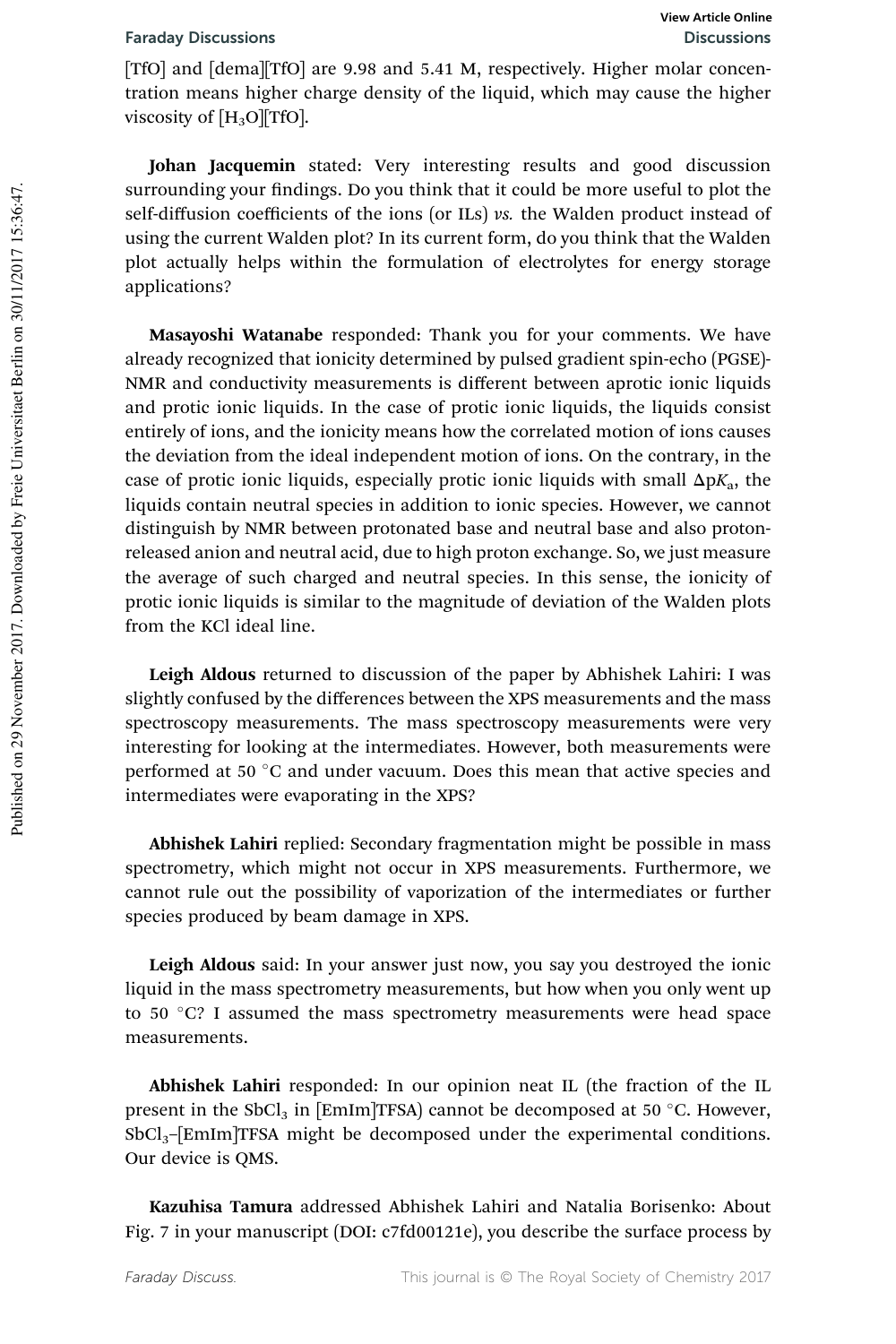[TfO] and [dema][TfO] are 9.98 and 5.41 M, respectively. Higher molar concentration means higher charge density of the liquid, which may cause the higher viscosity of [$H_3O$][TfO].

**Johan Jacquemin** stated: Very interesting results and good discussion surrounding your findings. Do you think that it could be more useful to plot the self-diffusion coefficients of the ions (or ILs) *vs.* the Walden product instead of using the current Walden plot? In its current form, do you think that the Walden plot actually helps within the formulation of electrolytes for energy storage applications?

**Masayoshi Watanabe** responded: Thank you for your comments. We have already recognized that ionicity determined by pulsed gradient spin-echo (PGSE)-NMR and conductivity measurements is different between aprotic ionic liquids and protic ionic liquids. In the case of protic ionic liquids, the liquids consist entirely of ions, and the ionicity means how the correlated motion of ions causes the deviation from the ideal independent motion of ions. On the contrary, in the case of protic ionic liquids, especially protic ionic liquids with small $\Delta pK_a$, the liquids contain neutral species in addition to ionic species. However, we cannot distinguish by NMR between protonated base and neutral base and also proton-released anion and neutral acid, due to high proton exchange. So, we just measure the average of such charged and neutral species. In this sense, the ionicity of protic ionic liquids is similar to the magnitude of deviation of the Walden plots from the KCl ideal line.

**Leigh Aldous** returned to discussion of the paper by Abhishek Lahiri: I was slightly confused by the differences between the XPS measurements and the mass spectroscopy measurements. The mass spectroscopy measurements were very interesting for looking at the intermediates. However, both measurements were performed at 50 °C and under vacuum. Does this mean that active species and intermediates were evaporating in the XPS?

**Abhishek Lahiri** replied: Secondary fragmentation might be possible in mass spectrometry, which might not occur in XPS measurements. Furthermore, we cannot rule out the possibility of vaporization of the intermediates or further species produced by beam damage in XPS.

**Leigh Aldous** said: In your answer just now, you say you destroyed the ionic liquid in the mass spectrometry measurements, but how when you only went up to 50 °C? I assumed the mass spectrometry measurements were head space measurements.

**Abhishek Lahiri** responded: In our opinion neat IL (the fraction of the IL present in the $SbCl_3$ in [EmIm]TFSA) cannot be decomposed at 50 °C. However, $SbCl_3$–[EmIm]TFSA might be decomposed under the experimental conditions. Our device is QMS.

**Kazuhisa Tamura** addressed Abhishek Lahiri and Natalia Borisenko: About Fig. 7 in your manuscript (DOI: c7fd00121e), you describe the surface process by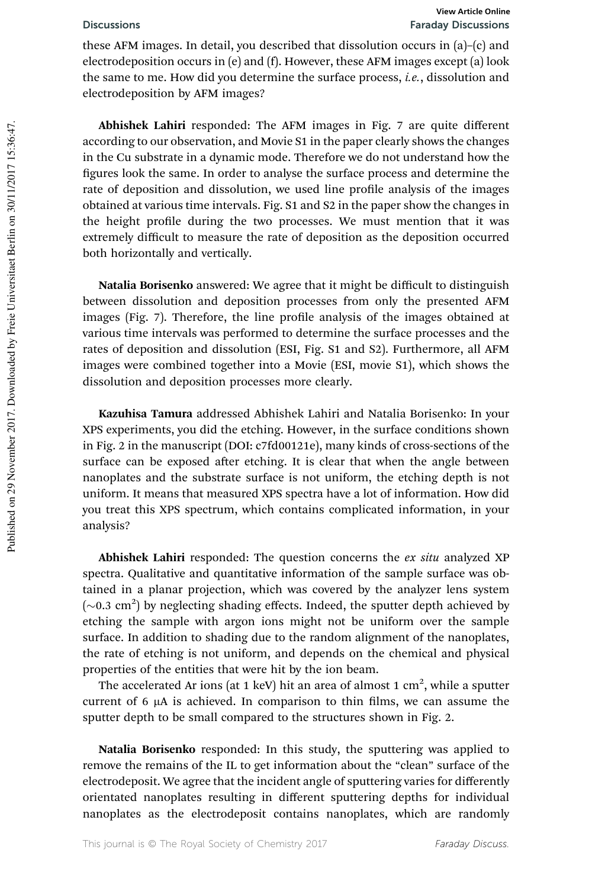these AFM images. In detail, you described that dissolution occurs in (a)–(c) and electrodeposition occurs in (e) and (f). However, these AFM images except (a) look the same to me. How did you determine the surface process, *i.e.*, dissolution and electrodeposition by AFM images?

**Abhishek Lahiri** responded: The AFM images in Fig. 7 are quite different according to our observation, and Movie S1 in the paper clearly shows the changes in the Cu substrate in a dynamic mode. Therefore we do not understand how the figures look the same. In order to analyse the surface process and determine the rate of deposition and dissolution, we used line profile analysis of the images obtained at various time intervals. Fig. S1 and S2 in the paper show the changes in the height profile during the two processes. We must mention that it was extremely difficult to measure the rate of deposition as the deposition occurred both horizontally and vertically.

**Natalia Borisenko** answered: We agree that it might be difficult to distinguish between dissolution and deposition processes from only the presented AFM images (Fig. 7). Therefore, the line profile analysis of the images obtained at various time intervals was performed to determine the surface processes and the rates of deposition and dissolution (ESI, Fig. S1 and S2). Furthermore, all AFM images were combined together into a Movie (ESI, movie S1), which shows the dissolution and deposition processes more clearly.

**Kazuhisa Tamura** addressed Abhishek Lahiri and Natalia Borisenko: In your XPS experiments, you did the etching. However, in the surface conditions shown in Fig. 2 in the manuscript (DOI: c7fd00121e), many kinds of cross-sections of the surface can be exposed after etching. It is clear that when the angle between nanoplates and the substrate surface is not uniform, the etching depth is not uniform. It means that measured XPS spectra have a lot of information. How did you treat this XPS spectrum, which contains complicated information, in your analysis?

**Abhishek Lahiri** responded: The question concerns the *ex situ* analyzed XP spectra. Qualitative and quantitative information of the sample surface was obtained in a planar projection, which was covered by the analyzer lens system ($\sim$0.3 cm$^2$) by neglecting shading effects. Indeed, the sputter depth achieved by etching the sample with argon ions might not be uniform over the sample surface. In addition to shading due to the random alignment of the nanoplates, the rate of etching is not uniform, and depends on the chemical and physical properties of the entities that were hit by the ion beam.

The accelerated Ar ions (at 1 keV) hit an area of almost 1 cm$^2$, while a sputter current of 6 μA is achieved. In comparison to thin films, we can assume the sputter depth to be small compared to the structures shown in Fig. 2.

**Natalia Borisenko** responded: In this study, the sputtering was applied to remove the remains of the IL to get information about the "clean" surface of the electrodeposit. We agree that the incident angle of sputtering varies for differently orientated nanoplates resulting in different sputtering depths for individual nanoplates as the electrodeposit contains nanoplates, which are randomly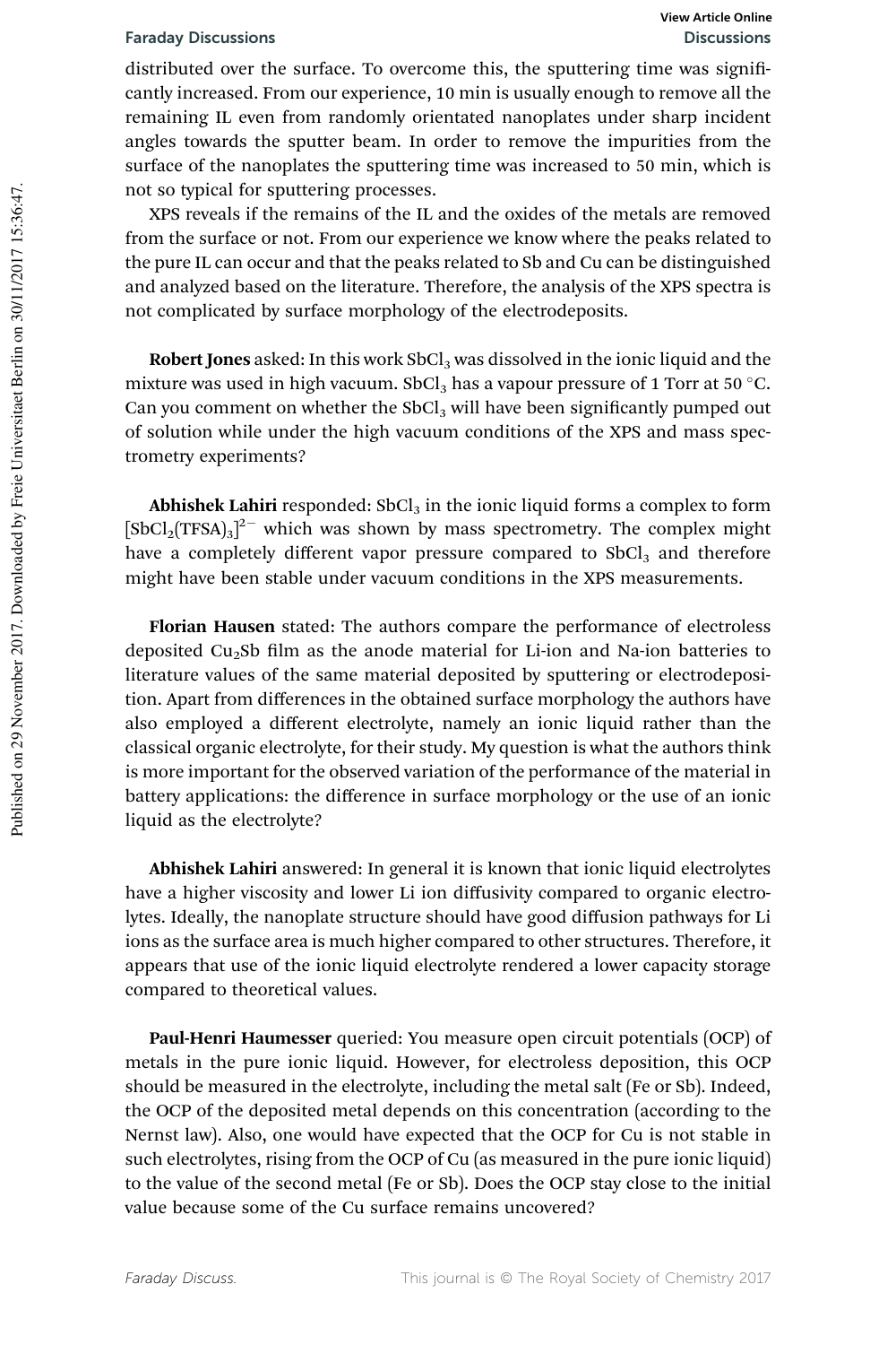distributed over the surface. To overcome this, the sputtering time was significantly increased. From our experience, 10 min is usually enough to remove all the remaining IL even from randomly orientated nanoplates under sharp incident angles towards the sputter beam. In order to remove the impurities from the surface of the nanoplates the sputtering time was increased to 50 min, which is not so typical for sputtering processes.

XPS reveals if the remains of the IL and the oxides of the metals are removed from the surface or not. From our experience we know where the peaks related to the pure IL can occur and that the peaks related to Sb and Cu can be distinguished and analyzed based on the literature. Therefore, the analysis of the XPS spectra is not complicated by surface morphology of the electrodeposits.

**Robert Jones** asked: In this work $SbCl_3$ was dissolved in the ionic liquid and the mixture was used in high vacuum. $SbCl_3$ has a vapour pressure of 1 Torr at 50 °C. Can you comment on whether the $SbCl_3$ will have been significantly pumped out of solution while under the high vacuum conditions of the XPS and mass spectrometry experiments?

**Abhishek Lahiri** responded: $SbCl_3$ in the ionic liquid forms a complex to form $[SbCl_2(TFSA)_3]^{2-}$ which was shown by mass spectrometry. The complex might have a completely different vapor pressure compared to $SbCl_3$ and therefore might have been stable under vacuum conditions in the XPS measurements.

**Florian Hausen** stated: The authors compare the performance of electroless deposited $Cu_2Sb$ film as the anode material for Li-ion and Na-ion batteries to literature values of the same material deposited by sputtering or electrodeposition. Apart from differences in the obtained surface morphology the authors have also employed a different electrolyte, namely an ionic liquid rather than the classical organic electrolyte, for their study. My question is what the authors think is more important for the observed variation of the performance of the material in battery applications: the difference in surface morphology or the use of an ionic liquid as the electrolyte?

**Abhishek Lahiri** answered: In general it is known that ionic liquid electrolytes have a higher viscosity and lower Li ion diffusivity compared to organic electrolytes. Ideally, the nanoplate structure should have good diffusion pathways for Li ions as the surface area is much higher compared to other structures. Therefore, it appears that use of the ionic liquid electrolyte rendered a lower capacity storage compared to theoretical values.

**Paul-Henri Haumesser** queried: You measure open circuit potentials (OCP) of metals in the pure ionic liquid. However, for electroless deposition, this OCP should be measured in the electrolyte, including the metal salt (Fe or Sb). Indeed, the OCP of the deposited metal depends on this concentration (according to the Nernst law). Also, one would have expected that the OCP for Cu is not stable in such electrolytes, rising from the OCP of Cu (as measured in the pure ionic liquid) to the value of the second metal (Fe or Sb). Does the OCP stay close to the initial value because some of the Cu surface remains uncovered?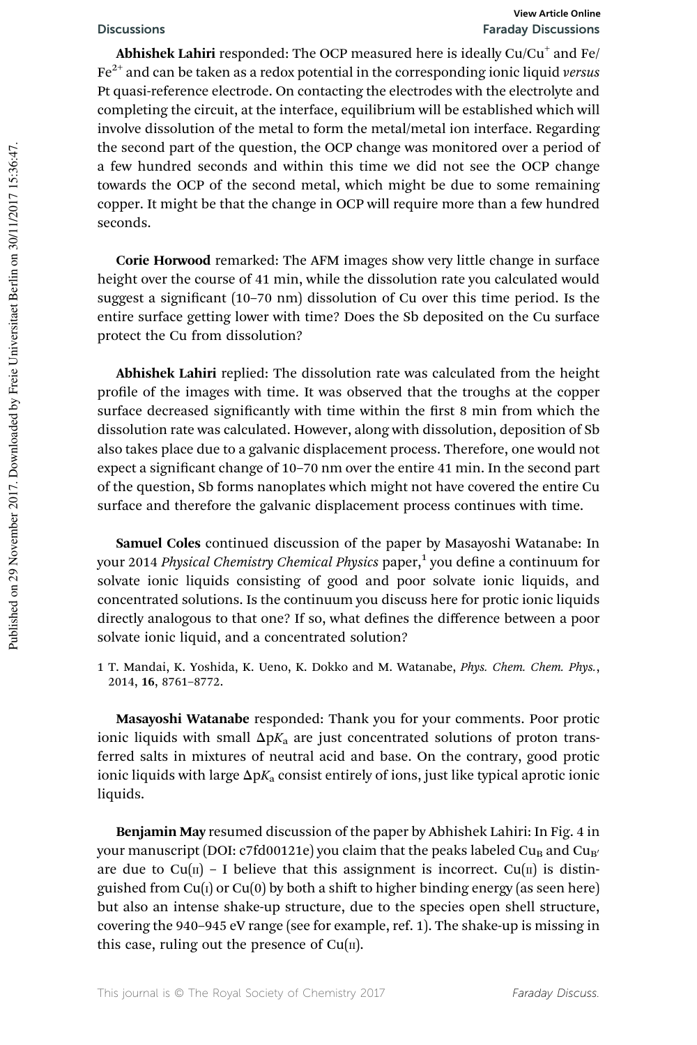**Abhishek Lahiri** responded: The OCP measured here is ideally $Cu/Cu^+$ and $Fe/Fe^{2+}$ and can be taken as a redox potential in the corresponding ionic liquid *versus* Pt quasi-reference electrode. On contacting the electrodes with the electrolyte and completing the circuit, at the interface, equilibrium will be established which will involve dissolution of the metal to form the metal/metal ion interface. Regarding the second part of the question, the OCP change was monitored over a period of a few hundred seconds and within this time we did not see the OCP change towards the OCP of the second metal, which might be due to some remaining copper. It might be that the change in OCP will require more than a few hundred seconds.

**Corie Horwood** remarked: The AFM images show very little change in surface height over the course of 41 min, while the dissolution rate you calculated would suggest a significant (10–70 nm) dissolution of Cu over this time period. Is the entire surface getting lower with time? Does the Sb deposited on the Cu surface protect the Cu from dissolution?

**Abhishek Lahiri** replied: The dissolution rate was calculated from the height profile of the images with time. It was observed that the troughs at the copper surface decreased significantly with time within the first 8 min from which the dissolution rate was calculated. However, along with dissolution, deposition of Sb also takes place due to a galvanic displacement process. Therefore, one would not expect a significant change of 10–70 nm over the entire 41 min. In the second part of the question, Sb forms nanoplates which might not have covered the entire Cu surface and therefore the galvanic displacement process continues with time.

**Samuel Coles** continued discussion of the paper by Masayoshi Watanabe: In your 2014 *Physical Chemistry Chemical Physics* paper,[1] you define a continuum for solvate ionic liquids consisting of good and poor solvate ionic liquids, and concentrated solutions. Is the continuum you discuss here for protic ionic liquids directly analogous to that one? If so, what defines the difference between a poor solvate ionic liquid, and a concentrated solution?

1 T. Mandai, K. Yoshida, K. Ueno, K. Dokko and M. Watanabe, *Phys. Chem. Chem. Phys.*, 2014, **16**, 8761–8772.

**Masayoshi Watanabe** responded: Thank you for your comments. Poor protic ionic liquids with small $\Delta pK_a$ are just concentrated solutions of proton transferred salts in mixtures of neutral acid and base. On the contrary, good protic ionic liquids with large $\Delta pK_a$ consist entirely of ions, just like typical aprotic ionic liquids.

**Benjamin May** resumed discussion of the paper by Abhishek Lahiri: In Fig. 4 in your manuscript (DOI: c7fd00121e) you claim that the peaks labeled $Cu_B$ and $Cu_{B'}$ are due to Cu(II) – I believe that this assignment is incorrect. Cu(II) is distinguished from Cu(I) or Cu(0) by both a shift to higher binding energy (as seen here) but also an intense shake-up structure, due to the species open shell structure, covering the 940–945 eV range (see for example, ref. 1). The shake-up is missing in this case, ruling out the presence of Cu(II).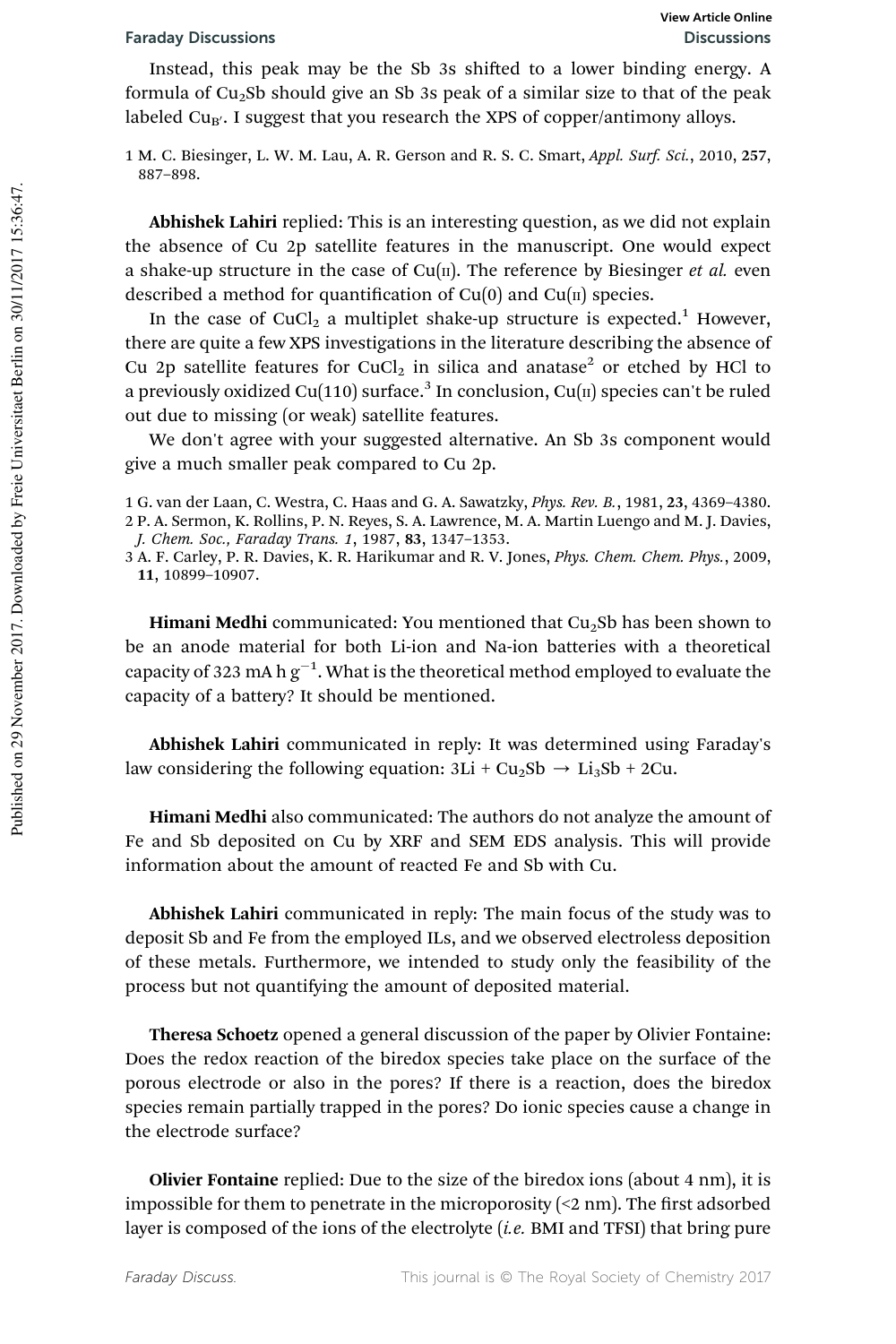Instead, this peak may be the Sb 3s shifted to a lower binding energy. A formula of $Cu_2Sb$ should give an Sb 3s peak of a similar size to that of the peak labeled $Cu_{B'}$. I suggest that you research the XPS of copper/antimony alloys.

1 M. C. Biesinger, L. W. M. Lau, A. R. Gerson and R. S. C. Smart, *Appl. Surf. Sci.*, 2010, **257**, 887–898.

**Abhishek Lahiri** replied: This is an interesting question, as we did not explain the absence of Cu 2p satellite features in the manuscript. One would expect a shake-up structure in the case of Cu(II). The reference by Biesinger *et al.* even described a method for quantification of Cu(0) and Cu(II) species.

In the case of $CuCl_2$ a multiplet shake-up structure is expected.[1] However, there are quite a few XPS investigations in the literature describing the absence of Cu 2p satellite features for $CuCl_2$ in silica and anatase[2] or etched by HCl to a previously oxidized Cu(110) surface.[3] In conclusion, Cu(II) species can't be ruled out due to missing (or weak) satellite features.

We don't agree with your suggested alternative. An Sb 3s component would give a much smaller peak compared to Cu 2p.

1 G. van der Laan, C. Westra, C. Haas and G. A. Sawatzky, *Phys. Rev. B.*, 1981, **23**, 4369–4380.
2 P. A. Sermon, K. Rollins, P. N. Reyes, S. A. Lawrence, M. A. Martin Luengo and M. J. Davies, *J. Chem. Soc., Faraday Trans. 1*, 1987, **83**, 1347–1353.
3 A. F. Carley, P. R. Davies, K. R. Harikumar and R. V. Jones, *Phys. Chem. Chem. Phys.*, 2009, **11**, 10899–10907.

**Himani Medhi** communicated: You mentioned that $Cu_2Sb$ has been shown to be an anode material for both Li-ion and Na-ion batteries with a theoretical capacity of 323 mA h $g^{-1}$. What is the theoretical method employed to evaluate the capacity of a battery? It should be mentioned.

**Abhishek Lahiri** communicated in reply: It was determined using Faraday's law considering the following equation: $3Li + Cu_2Sb \rightarrow Li_3Sb + 2Cu$.

**Himani Medhi** also communicated: The authors do not analyze the amount of Fe and Sb deposited on Cu by XRF and SEM EDS analysis. This will provide information about the amount of reacted Fe and Sb with Cu.

**Abhishek Lahiri** communicated in reply: The main focus of the study was to deposit Sb and Fe from the employed ILs, and we observed electroless deposition of these metals. Furthermore, we intended to study only the feasibility of the process but not quantifying the amount of deposited material.

**Theresa Schoetz** opened a general discussion of the paper by Olivier Fontaine: Does the redox reaction of the biredox species take place on the surface of the porous electrode or also in the pores? If there is a reaction, does the biredox species remain partially trapped in the pores? Do ionic species cause a change in the electrode surface?

**Olivier Fontaine** replied: Due to the size of the biredox ions (about 4 nm), it is impossible for them to penetrate in the microporosity (<2 nm). The first adsorbed layer is composed of the ions of the electrolyte (*i.e.* BMI and TFSI) that bring pure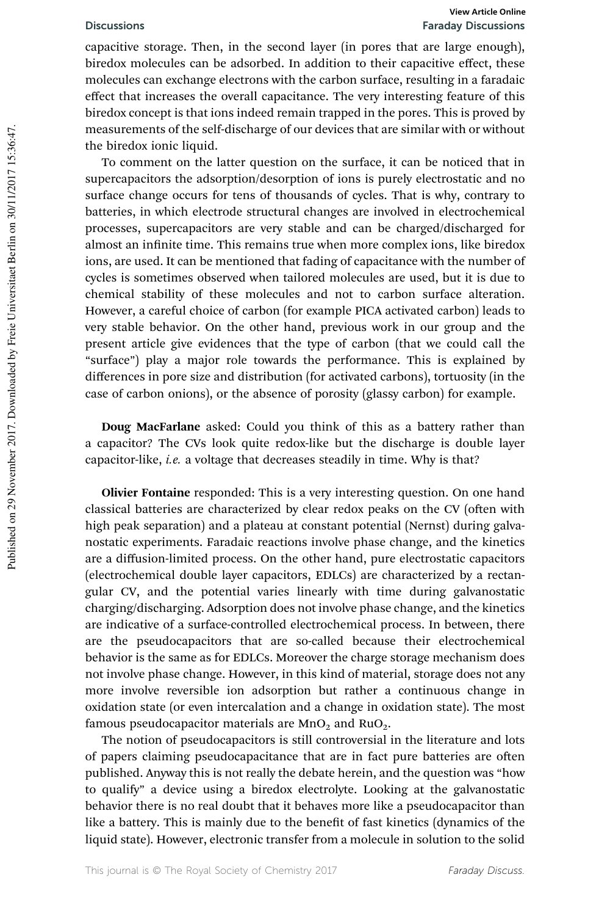capacitive storage. Then, in the second layer (in pores that are large enough), biredox molecules can be adsorbed. In addition to their capacitive effect, these molecules can exchange electrons with the carbon surface, resulting in a faradaic effect that increases the overall capacitance. The very interesting feature of this biredox concept is that ions indeed remain trapped in the pores. This is proved by measurements of the self-discharge of our devices that are similar with or without the biredox ionic liquid.

To comment on the latter question on the surface, it can be noticed that in supercapacitors the adsorption/desorption of ions is purely electrostatic and no surface change occurs for tens of thousands of cycles. That is why, contrary to batteries, in which electrode structural changes are involved in electrochemical processes, supercapacitors are very stable and can be charged/discharged for almost an infinite time. This remains true when more complex ions, like biredox ions, are used. It can be mentioned that fading of capacitance with the number of cycles is sometimes observed when tailored molecules are used, but it is due to chemical stability of these molecules and not to carbon surface alteration. However, a careful choice of carbon (for example PICA activated carbon) leads to very stable behavior. On the other hand, previous work in our group and the present article give evidences that the type of carbon (that we could call the "surface") play a major role towards the performance. This is explained by differences in pore size and distribution (for activated carbons), tortuosity (in the case of carbon onions), or the absence of porosity (glassy carbon) for example.

**Doug MacFarlane** asked: Could you think of this as a battery rather than a capacitor? The CVs look quite redox-like but the discharge is double layer capacitor-like, *i.e.* a voltage that decreases steadily in time. Why is that?

**Olivier Fontaine** responded: This is a very interesting question. On one hand classical batteries are characterized by clear redox peaks on the CV (often with high peak separation) and a plateau at constant potential (Nernst) during galvanostatic experiments. Faradaic reactions involve phase change, and the kinetics are a diffusion-limited process. On the other hand, pure electrostatic capacitors (electrochemical double layer capacitors, EDLCs) are characterized by a rectangular CV, and the potential varies linearly with time during galvanostatic charging/discharging. Adsorption does not involve phase change, and the kinetics are indicative of a surface-controlled electrochemical process. In between, there are the pseudocapacitors that are so-called because their electrochemical behavior is the same as for EDLCs. Moreover the charge storage mechanism does not involve phase change. However, in this kind of material, storage does not any more involve reversible ion adsorption but rather a continuous change in oxidation state (or even intercalation and a change in oxidation state). The most famous pseudocapacitor materials are $MnO_2$ and $RuO_2$.

The notion of pseudocapacitors is still controversial in the literature and lots of papers claiming pseudocapacitance that are in fact pure batteries are often published. Anyway this is not really the debate herein, and the question was "how to qualify" a device using a biredox electrolyte. Looking at the galvanostatic behavior there is no real doubt that it behaves more like a pseudocapacitor than like a battery. This is mainly due to the benefit of fast kinetics (dynamics of the liquid state). However, electronic transfer from a molecule in solution to the solid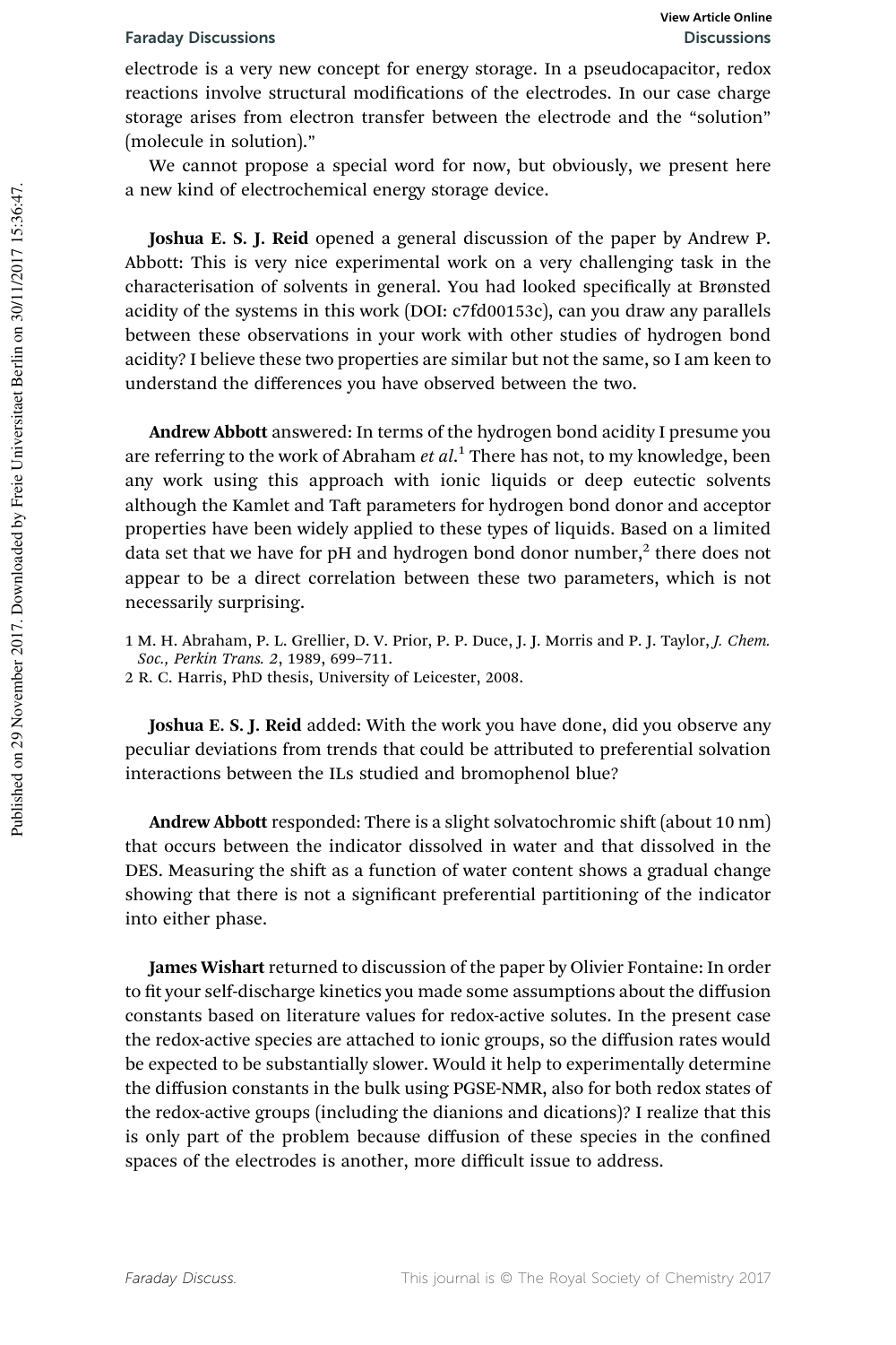electrode is a very new concept for energy storage. In a pseudocapacitor, redox reactions involve structural modifications of the electrodes. In our case charge storage arises from electron transfer between the electrode and the "solution" (molecule in solution)."

We cannot propose a special word for now, but obviously, we present here a new kind of electrochemical energy storage device.

**Joshua E. S. J. Reid** opened a general discussion of the paper by Andrew P. Abbott: This is very nice experimental work on a very challenging task in the characterisation of solvents in general. You had looked specifically at Brønsted acidity of the systems in this work (DOI: c7fd00153c), can you draw any parallels between these observations in your work with other studies of hydrogen bond acidity? I believe these two properties are similar but not the same, so I am keen to understand the differences you have observed between the two.

**Andrew Abbott** answered: In terms of the hydrogen bond acidity I presume you are referring to the work of Abraham *et al.*[1] There has not, to my knowledge, been any work using this approach with ionic liquids or deep eutectic solvents although the Kamlet and Taft parameters for hydrogen bond donor and acceptor properties have been widely applied to these types of liquids. Based on a limited data set that we have for pH and hydrogen bond donor number,[2] there does not appear to be a direct correlation between these two parameters, which is not necessarily surprising.

1 M. H. Abraham, P. L. Grellier, D. V. Prior, P. P. Duce, J. J. Morris and P. J. Taylor, *J. Chem. Soc., Perkin Trans. 2*, 1989, 699–711.
2 R. C. Harris, PhD thesis, University of Leicester, 2008.

**Joshua E. S. J. Reid** added: With the work you have done, did you observe any peculiar deviations from trends that could be attributed to preferential solvation interactions between the ILs studied and bromophenol blue?

**Andrew Abbott** responded: There is a slight solvatochromic shift (about 10 nm) that occurs between the indicator dissolved in water and that dissolved in the DES. Measuring the shift as a function of water content shows a gradual change showing that there is not a significant preferential partitioning of the indicator into either phase.

**James Wishart** returned to discussion of the paper by Olivier Fontaine: In order to fit your self-discharge kinetics you made some assumptions about the diffusion constants based on literature values for redox-active solutes. In the present case the redox-active species are attached to ionic groups, so the diffusion rates would be expected to be substantially slower. Would it help to experimentally determine the diffusion constants in the bulk using PGSE-NMR, also for both redox states of the redox-active groups (including the dianions and dications)? I realize that this is only part of the problem because diffusion of these species in the confined spaces of the electrodes is another, more difficult issue to address.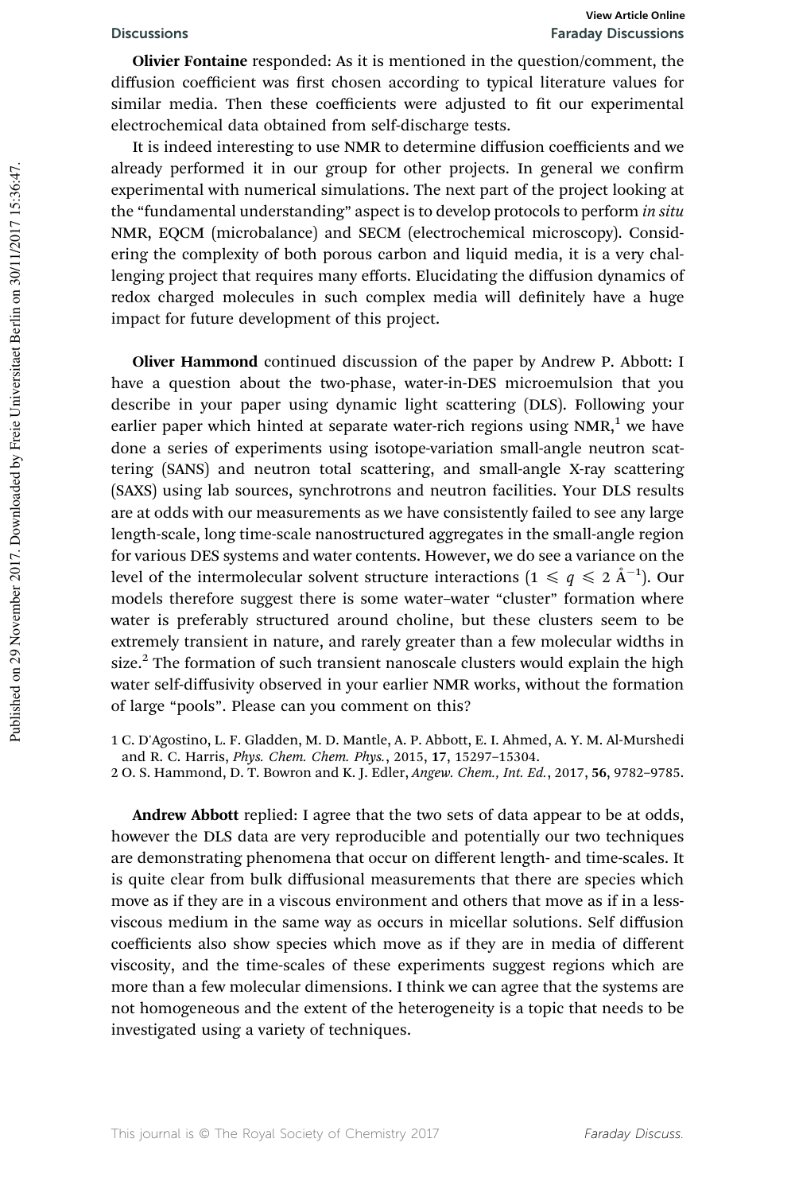**Olivier Fontaine** responded: As it is mentioned in the question/comment, the diffusion coefficient was first chosen according to typical literature values for similar media. Then these coefficients were adjusted to fit our experimental electrochemical data obtained from self-discharge tests.

It is indeed interesting to use NMR to determine diffusion coefficients and we already performed it in our group for other projects. In general we confirm experimental with numerical simulations. The next part of the project looking at the "fundamental understanding" aspect is to develop protocols to perform *in situ* NMR, EQCM (microbalance) and SECM (electrochemical microscopy). Considering the complexity of both porous carbon and liquid media, it is a very challenging project that requires many efforts. Elucidating the diffusion dynamics of redox charged molecules in such complex media will definitely have a huge impact for future development of this project.

**Oliver Hammond** continued discussion of the paper by Andrew P. Abbott: I have a question about the two-phase, water-in-DES microemulsion that you describe in your paper using dynamic light scattering (DLS). Following your earlier paper which hinted at separate water-rich regions using NMR,[1] we have done a series of experiments using isotope-variation small-angle neutron scattering (SANS) and neutron total scattering, and small-angle X-ray scattering (SAXS) using lab sources, synchrotrons and neutron facilities. Your DLS results are at odds with our measurements as we have consistently failed to see any large length-scale, long time-scale nanostructured aggregates in the small-angle region for various DES systems and water contents. However, we do see a variance on the level of the intermolecular solvent structure interactions ($1 \leqslant q \leqslant 2$ Å$^{-1}$). Our models therefore suggest there is some water–water "cluster" formation where water is preferably structured around choline, but these clusters seem to be extremely transient in nature, and rarely greater than a few molecular widths in size.[2] The formation of such transient nanoscale clusters would explain the high water self-diffusivity observed in your earlier NMR works, without the formation of large "pools". Please can you comment on this?

1 C. D'Agostino, L. F. Gladden, M. D. Mantle, A. P. Abbott, E. I. Ahmed, A. Y. M. Al-Murshedi and R. C. Harris, *Phys. Chem. Chem. Phys.*, 2015, **17**, 15297–15304.

2 O. S. Hammond, D. T. Bowron and K. J. Edler, *Angew. Chem., Int. Ed.*, 2017, **56**, 9782–9785.

**Andrew Abbott** replied: I agree that the two sets of data appear to be at odds, however the DLS data are very reproducible and potentially our two techniques are demonstrating phenomena that occur on different length- and time-scales. It is quite clear from bulk diffusional measurements that there are species which move as if they are in a viscous environment and others that move as if in a less-viscous medium in the same way as occurs in micellar solutions. Self diffusion coefficients also show species which move as if they are in media of different viscosity, and the time-scales of these experiments suggest regions which are more than a few molecular dimensions. I think we can agree that the systems are not homogeneous and the extent of the heterogeneity is a topic that needs to be investigated using a variety of techniques.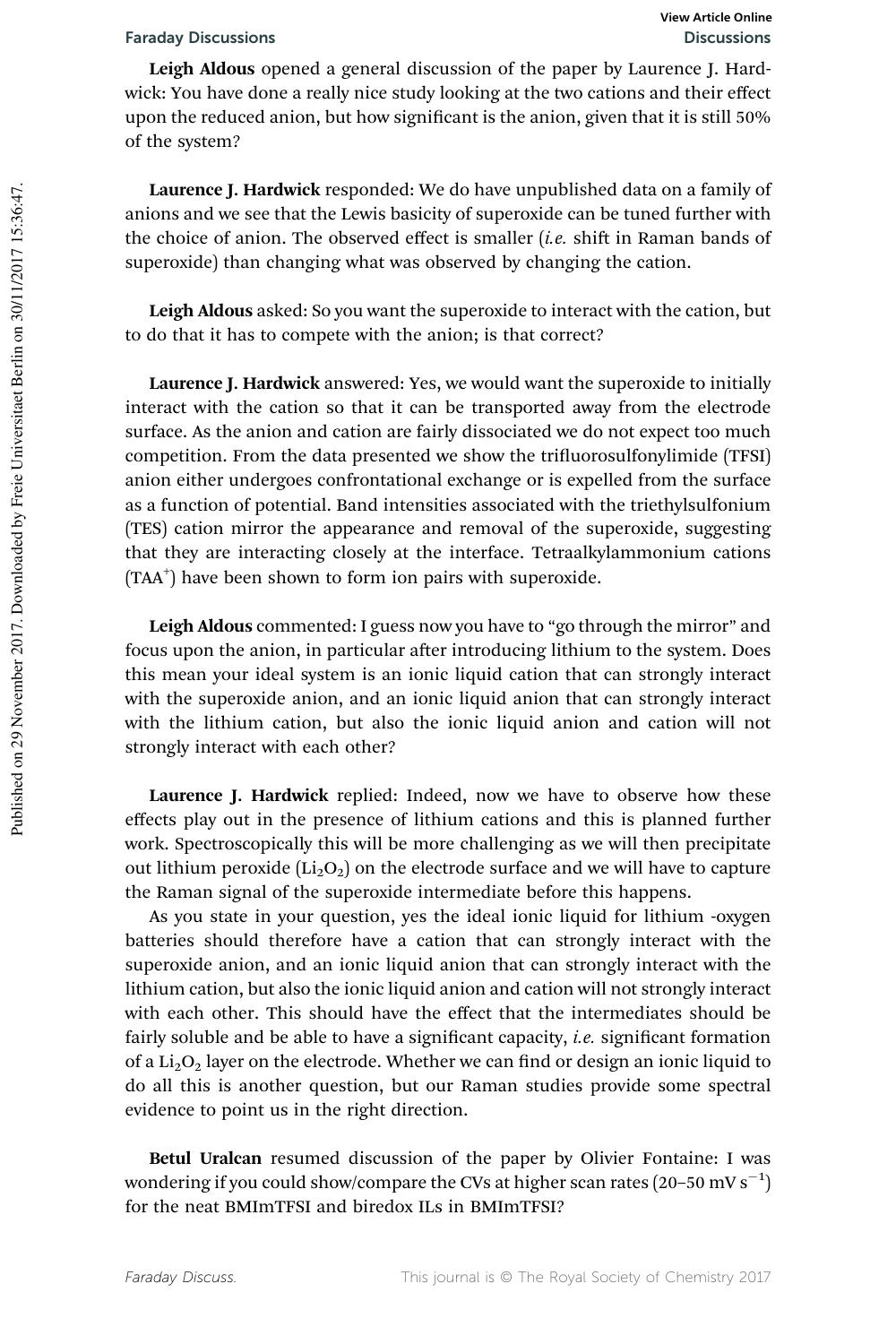**Leigh Aldous** opened a general discussion of the paper by Laurence J. Hardwick: You have done a really nice study looking at the two cations and their effect upon the reduced anion, but how significant is the anion, given that it is still 50% of the system?

**Laurence J. Hardwick** responded: We do have unpublished data on a family of anions and we see that the Lewis basicity of superoxide can be tuned further with the choice of anion. The observed effect is smaller (*i.e.* shift in Raman bands of superoxide) than changing what was observed by changing the cation.

**Leigh Aldous** asked: So you want the superoxide to interact with the cation, but to do that it has to compete with the anion; is that correct?

**Laurence J. Hardwick** answered: Yes, we would want the superoxide to initially interact with the cation so that it can be transported away from the electrode surface. As the anion and cation are fairly dissociated we do not expect too much competition. From the data presented we show the trifluorosulfonylimide (TFSI) anion either undergoes confrontational exchange or is expelled from the surface as a function of potential. Band intensities associated with the triethylsulfonium (TES) cation mirror the appearance and removal of the superoxide, suggesting that they are interacting closely at the interface. Tetraalkylammonium cations ($TAA^+$) have been shown to form ion pairs with superoxide.

**Leigh Aldous** commented: I guess now you have to "go through the mirror" and focus upon the anion, in particular after introducing lithium to the system. Does this mean your ideal system is an ionic liquid cation that can strongly interact with the superoxide anion, and an ionic liquid anion that can strongly interact with the lithium cation, but also the ionic liquid anion and cation will not strongly interact with each other?

**Laurence J. Hardwick** replied: Indeed, now we have to observe how these effects play out in the presence of lithium cations and this is planned further work. Spectroscopically this will be more challenging as we will then precipitate out lithium peroxide ($Li_2O_2$) on the electrode surface and we will have to capture the Raman signal of the superoxide intermediate before this happens.

As you state in your question, yes the ideal ionic liquid for lithium -oxygen batteries should therefore have a cation that can strongly interact with the superoxide anion, and an ionic liquid anion that can strongly interact with the lithium cation, but also the ionic liquid anion and cation will not strongly interact with each other. This should have the effect that the intermediates should be fairly soluble and be able to have a significant capacity, *i.e.* significant formation of a $Li_2O_2$ layer on the electrode. Whether we can find or design an ionic liquid to do all this is another question, but our Raman studies provide some spectral evidence to point us in the right direction.

**Betul Uralcan** resumed discussion of the paper by Olivier Fontaine: I was wondering if you could show/compare the CVs at higher scan rates (20–50 mV $s^{-1}$) for the neat BMImTFSI and biredox ILs in BMImTFSI?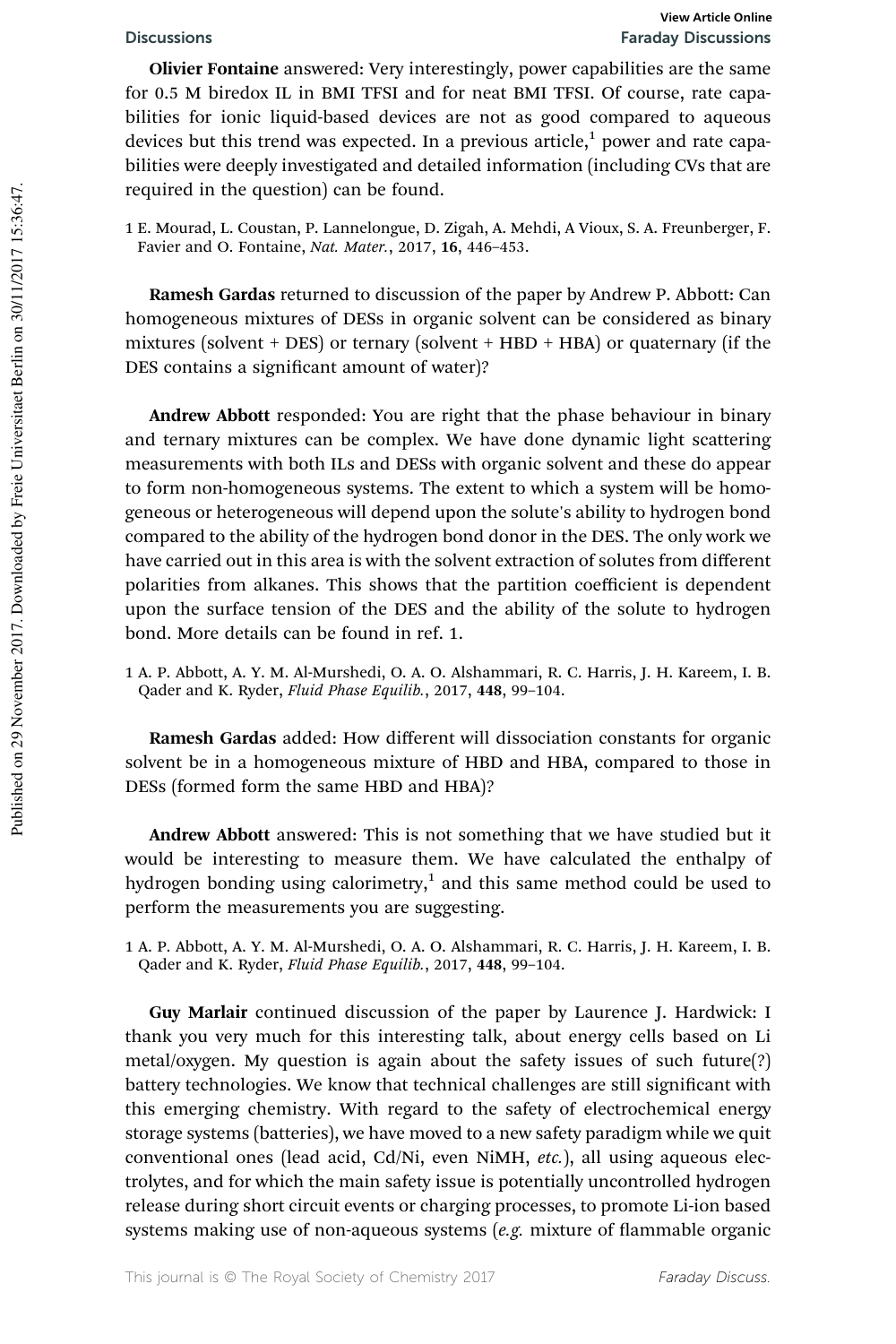**Olivier Fontaine** answered: Very interestingly, power capabilities are the same for 0.5 M biredox IL in BMI TFSI and for neat BMI TFSI. Of course, rate capabilities for ionic liquid-based devices are not as good compared to aqueous devices but this trend was expected. In a previous article,[1] power and rate capabilities were deeply investigated and detailed information (including CVs that are required in the question) can be found.

1 E. Mourad, L. Coustan, P. Lannelongue, D. Zigah, A. Mehdi, A Vioux, S. A. Freunberger, F. Favier and O. Fontaine, *Nat. Mater.*, 2017, **16**, 446–453.

**Ramesh Gardas** returned to discussion of the paper by Andrew P. Abbott: Can homogeneous mixtures of DESs in organic solvent can be considered as binary mixtures (solvent + DES) or ternary (solvent + HBD + HBA) or quaternary (if the DES contains a significant amount of water)?

**Andrew Abbott** responded: You are right that the phase behaviour in binary and ternary mixtures can be complex. We have done dynamic light scattering measurements with both ILs and DESs with organic solvent and these do appear to form non-homogeneous systems. The extent to which a system will be homogeneous or heterogeneous will depend upon the solute's ability to hydrogen bond compared to the ability of the hydrogen bond donor in the DES. The only work we have carried out in this area is with the solvent extraction of solutes from different polarities from alkanes. This shows that the partition coefficient is dependent upon the surface tension of the DES and the ability of the solute to hydrogen bond. More details can be found in ref. 1.

1 A. P. Abbott, A. Y. M. Al-Murshedi, O. A. O. Alshammari, R. C. Harris, J. H. Kareem, I. B. Qader and K. Ryder, *Fluid Phase Equilib.*, 2017, **448**, 99–104.

**Ramesh Gardas** added: How different will dissociation constants for organic solvent be in a homogeneous mixture of HBD and HBA, compared to those in DESs (formed form the same HBD and HBA)?

**Andrew Abbott** answered: This is not something that we have studied but it would be interesting to measure them. We have calculated the enthalpy of hydrogen bonding using calorimetry,[1] and this same method could be used to perform the measurements you are suggesting.

1 A. P. Abbott, A. Y. M. Al-Murshedi, O. A. O. Alshammari, R. C. Harris, J. H. Kareem, I. B. Qader and K. Ryder, *Fluid Phase Equilib.*, 2017, **448**, 99–104.

**Guy Marlair** continued discussion of the paper by Laurence J. Hardwick: I thank you very much for this interesting talk, about energy cells based on Li metal/oxygen. My question is again about the safety issues of such future(?) battery technologies. We know that technical challenges are still significant with this emerging chemistry. With regard to the safety of electrochemical energy storage systems (batteries), we have moved to a new safety paradigm while we quit conventional ones (lead acid, Cd/Ni, even NiMH, *etc.*), all using aqueous electrolytes, and for which the main safety issue is potentially uncontrolled hydrogen release during short circuit events or charging processes, to promote Li-ion based systems making use of non-aqueous systems (*e.g.* mixture of flammable organic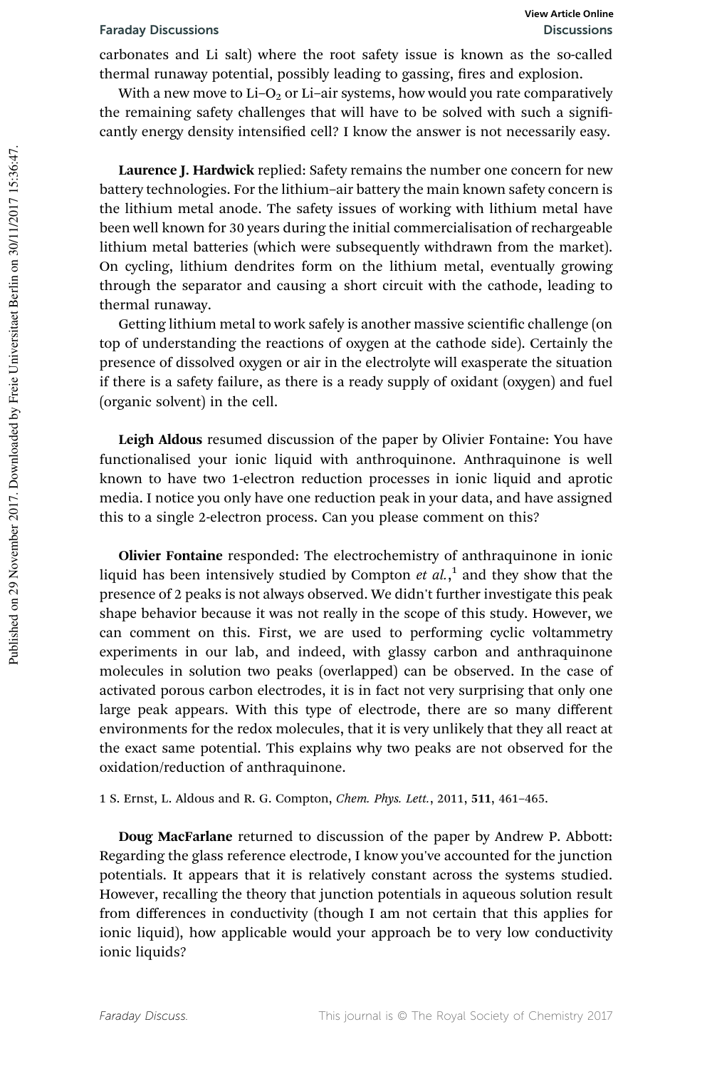carbonates and Li salt) where the root safety issue is known as the so-called thermal runaway potential, possibly leading to gassing, fires and explosion.

With a new move to Li–$O_2$ or Li–air systems, how would you rate comparatively the remaining safety challenges that will have to be solved with such a significantly energy density intensified cell? I know the answer is not necessarily easy.

**Laurence J. Hardwick** replied: Safety remains the number one concern for new battery technologies. For the lithium–air battery the main known safety concern is the lithium metal anode. The safety issues of working with lithium metal have been well known for 30 years during the initial commercialisation of rechargeable lithium metal batteries (which were subsequently withdrawn from the market). On cycling, lithium dendrites form on the lithium metal, eventually growing through the separator and causing a short circuit with the cathode, leading to thermal runaway.

Getting lithium metal to work safely is another massive scientific challenge (on top of understanding the reactions of oxygen at the cathode side). Certainly the presence of dissolved oxygen or air in the electrolyte will exasperate the situation if there is a safety failure, as there is a ready supply of oxidant (oxygen) and fuel (organic solvent) in the cell.

**Leigh Aldous** resumed discussion of the paper by Olivier Fontaine: You have functionalised your ionic liquid with anthroquinone. Anthraquinone is well known to have two 1-electron reduction processes in ionic liquid and aprotic media. I notice you only have one reduction peak in your data, and have assigned this to a single 2-electron process. Can you please comment on this?

**Olivier Fontaine** responded: The electrochemistry of anthraquinone in ionic liquid has been intensively studied by Compton *et al.*,[1] and they show that the presence of 2 peaks is not always observed. We didn't further investigate this peak shape behavior because it was not really in the scope of this study. However, we can comment on this. First, we are used to performing cyclic voltammetry experiments in our lab, and indeed, with glassy carbon and anthraquinone molecules in solution two peaks (overlapped) can be observed. In the case of activated porous carbon electrodes, it is in fact not very surprising that only one large peak appears. With this type of electrode, there are so many different environments for the redox molecules, that it is very unlikely that they all react at the exact same potential. This explains why two peaks are not observed for the oxidation/reduction of anthraquinone.

1 S. Ernst, L. Aldous and R. G. Compton, *Chem. Phys. Lett.*, 2011, **511**, 461–465.

**Doug MacFarlane** returned to discussion of the paper by Andrew P. Abbott: Regarding the glass reference electrode, I know you've accounted for the junction potentials. It appears that it is relatively constant across the systems studied. However, recalling the theory that junction potentials in aqueous solution result from differences in conductivity (though I am not certain that this applies for ionic liquid), how applicable would your approach be to very low conductivity ionic liquids?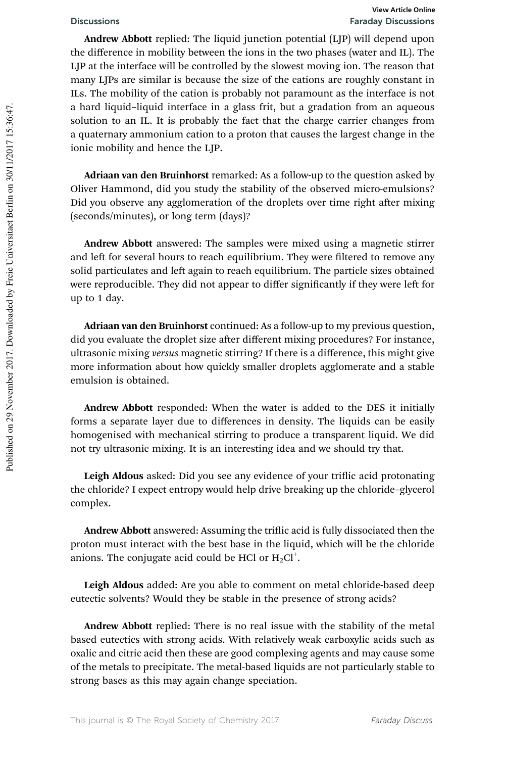**Andrew Abbott** replied: The liquid junction potential (LJP) will depend upon the difference in mobility between the ions in the two phases (water and IL). The LJP at the interface will be controlled by the slowest moving ion. The reason that many LJPs are similar is because the size of the cations are roughly constant in ILs. The mobility of the cation is probably not paramount as the interface is not a hard liquid–liquid interface in a glass frit, but a gradation from an aqueous solution to an IL. It is probably the fact that the charge carrier changes from a quaternary ammonium cation to a proton that causes the largest change in the ionic mobility and hence the LJP.

**Adriaan van den Bruinhorst** remarked: As a follow-up to the question asked by Oliver Hammond, did you study the stability of the observed micro-emulsions? Did you observe any agglomeration of the droplets over time right after mixing (seconds/minutes), or long term (days)?

**Andrew Abbott** answered: The samples were mixed using a magnetic stirrer and left for several hours to reach equilibrium. They were filtered to remove any solid particulates and left again to reach equilibrium. The particle sizes obtained were reproducible. They did not appear to differ significantly if they were left for up to 1 day.

**Adriaan van den Bruinhorst** continued: As a follow-up to my previous question, did you evaluate the droplet size after different mixing procedures? For instance, ultrasonic mixing *versus* magnetic stirring? If there is a difference, this might give more information about how quickly smaller droplets agglomerate and a stable emulsion is obtained.

**Andrew Abbott** responded: When the water is added to the DES it initially forms a separate layer due to differences in density. The liquids can be easily homogenised with mechanical stirring to produce a transparent liquid. We did not try ultrasonic mixing. It is an interesting idea and we should try that.

**Leigh Aldous** asked: Did you see any evidence of your triflic acid protonating the chloride? I expect entropy would help drive breaking up the chloride–glycerol complex.

**Andrew Abbott** answered: Assuming the triflic acid is fully dissociated then the proton must interact with the best base in the liquid, which will be the chloride anions. The conjugate acid could be HCl or $H_2Cl^+$.

**Leigh Aldous** added: Are you able to comment on metal chloride-based deep eutectic solvents? Would they be stable in the presence of strong acids?

**Andrew Abbott** replied: There is no real issue with the stability of the metal based eutectics with strong acids. With relatively weak carboxylic acids such as oxalic and citric acid then these are good complexing agents and may cause some of the metals to precipitate. The metal-based liquids are not particularly stable to strong bases as this may again change speciation.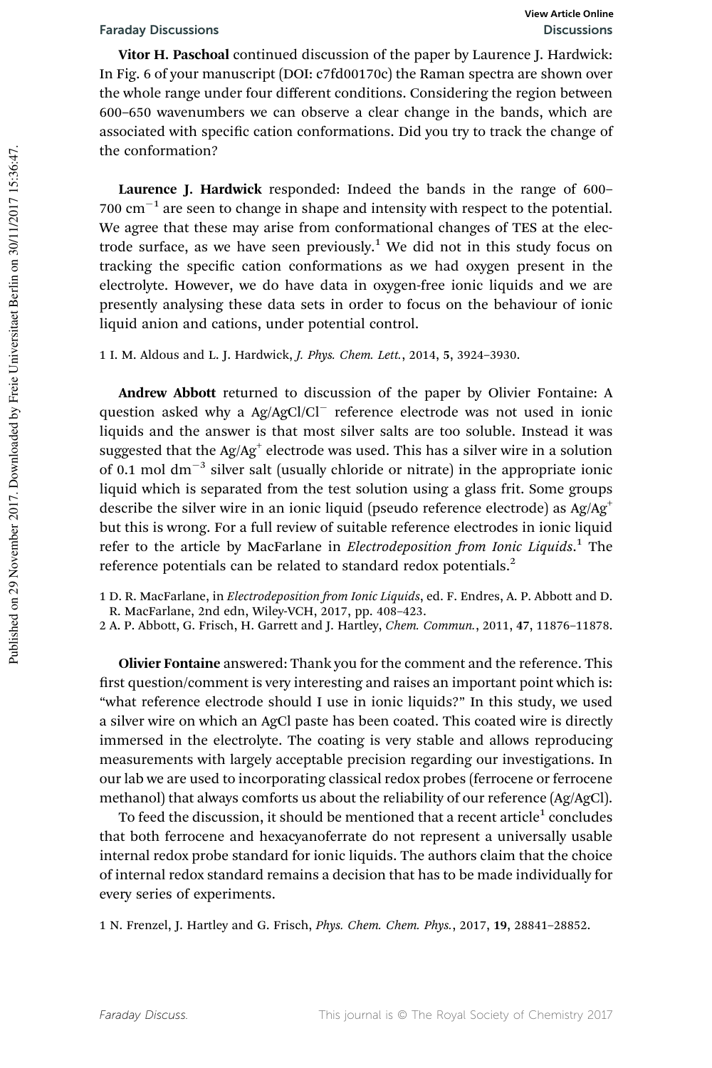**Vitor H. Paschoal** continued discussion of the paper by Laurence J. Hardwick: In Fig. 6 of your manuscript (DOI: c7fd00170c) the Raman spectra are shown over the whole range under four different conditions. Considering the region between 600–650 wavenumbers we can observe a clear change in the bands, which are associated with specific cation conformations. Did you try to track the change of the conformation?

**Laurence J. Hardwick** responded: Indeed the bands in the range of 600–700 $cm^{-1}$ are seen to change in shape and intensity with respect to the potential. We agree that these may arise from conformational changes of TES at the electrode surface, as we have seen previously.[1] We did not in this study focus on tracking the specific cation conformations as we had oxygen present in the electrolyte. However, we do have data in oxygen-free ionic liquids and we are presently analysing these data sets in order to focus on the behaviour of ionic liquid anion and cations, under potential control.

1 I. M. Aldous and L. J. Hardwick, *J. Phys. Chem. Lett.*, 2014, **5**, 3924–3930.

**Andrew Abbott** returned to discussion of the paper by Olivier Fontaine: A question asked why a $Ag/AgCl/Cl^-$ reference electrode was not used in ionic liquids and the answer is that most silver salts are too soluble. Instead it was suggested that the $Ag/Ag^+$ electrode was used. This has a silver wire in a solution of 0.1 mol $dm^{-3}$ silver salt (usually chloride or nitrate) in the appropriate ionic liquid which is separated from the test solution using a glass frit. Some groups describe the silver wire in an ionic liquid (pseudo reference electrode) as $Ag/Ag^+$ but this is wrong. For a full review of suitable reference electrodes in ionic liquid refer to the article by MacFarlane in *Electrodeposition from Ionic Liquids*.[1] The reference potentials can be related to standard redox potentials.[2]

1 D. R. MacFarlane, in *Electrodeposition from Ionic Liquids*, ed. F. Endres, A. P. Abbott and D. R. MacFarlane, 2nd edn, Wiley-VCH, 2017, pp. 408–423.
2 A. P. Abbott, G. Frisch, H. Garrett and J. Hartley, *Chem. Commun.*, 2011, **47**, 11876–11878.

**Olivier Fontaine** answered: Thank you for the comment and the reference. This first question/comment is very interesting and raises an important point which is: "what reference electrode should I use in ionic liquids?" In this study, we used a silver wire on which an AgCl paste has been coated. This coated wire is directly immersed in the electrolyte. The coating is very stable and allows reproducing measurements with largely acceptable precision regarding our investigations. In our lab we are used to incorporating classical redox probes (ferrocene or ferrocene methanol) that always comforts us about the reliability of our reference (Ag/AgCl).

To feed the discussion, it should be mentioned that a recent article[1] concludes that both ferrocene and hexacyanoferrate do not represent a universally usable internal redox probe standard for ionic liquids. The authors claim that the choice of internal redox standard remains a decision that has to be made individually for every series of experiments.

1 N. Frenzel, J. Hartley and G. Frisch, *Phys. Chem. Chem. Phys.*, 2017, **19**, 28841–28852.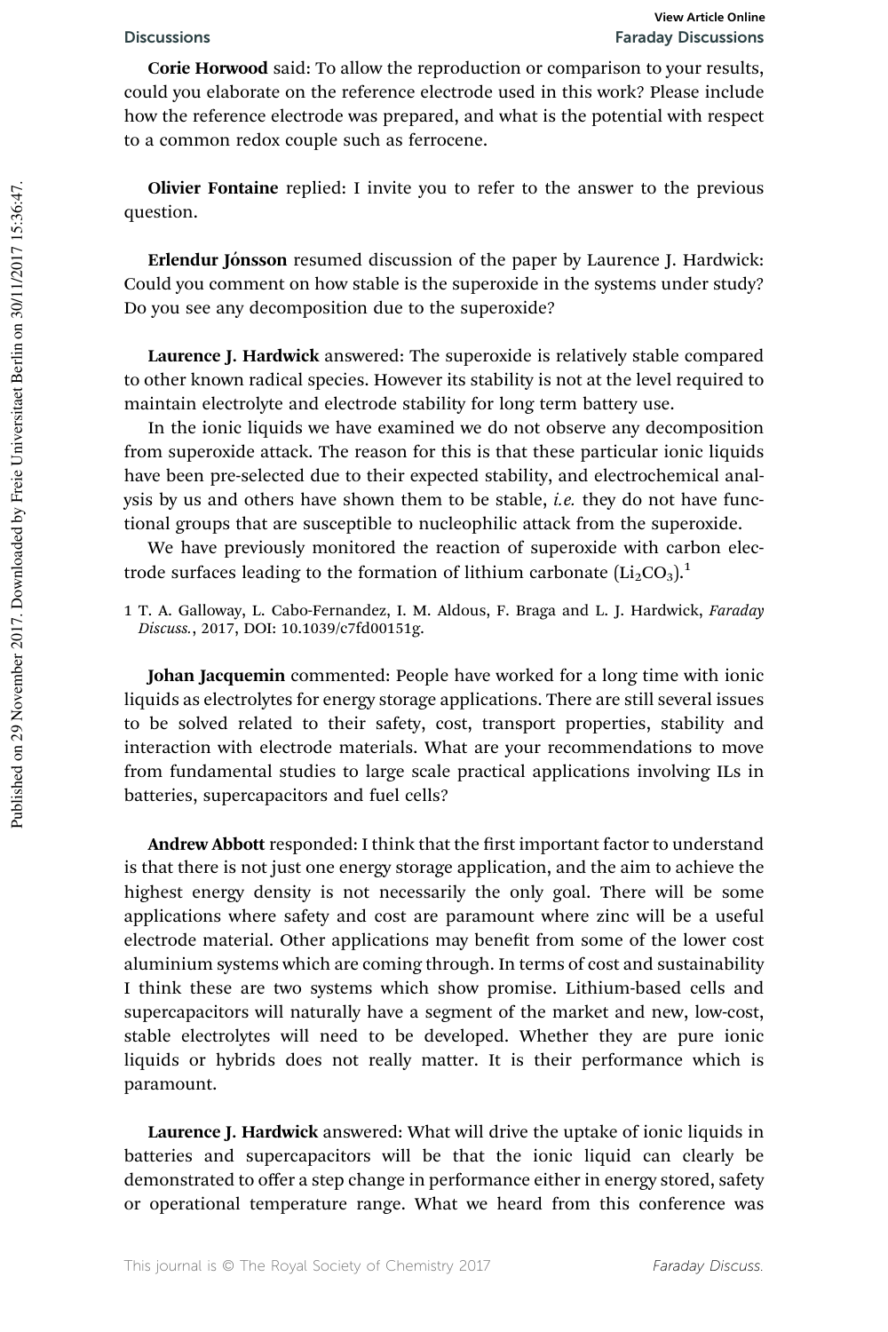**Corie Horwood** said: To allow the reproduction or comparison to your results, could you elaborate on the reference electrode used in this work? Please include how the reference electrode was prepared, and what is the potential with respect to a common redox couple such as ferrocene.

**Olivier Fontaine** replied: I invite you to refer to the answer to the previous question.

**Erlendur Jónsson** resumed discussion of the paper by Laurence J. Hardwick: Could you comment on how stable is the superoxide in the systems under study? Do you see any decomposition due to the superoxide?

**Laurence J. Hardwick** answered: The superoxide is relatively stable compared to other known radical species. However its stability is not at the level required to maintain electrolyte and electrode stability for long term battery use.

In the ionic liquids we have examined we do not observe any decomposition from superoxide attack. The reason for this is that these particular ionic liquids have been pre-selected due to their expected stability, and electrochemical analysis by us and others have shown them to be stable, *i.e.* they do not have functional groups that are susceptible to nucleophilic attack from the superoxide.

We have previously monitored the reaction of superoxide with carbon electrode surfaces leading to the formation of lithium carbonate ($Li_2CO_3$).[1]

1 T. A. Galloway, L. Cabo-Fernandez, I. M. Aldous, F. Braga and L. J. Hardwick, *Faraday Discuss.*, 2017, DOI: 10.1039/c7fd00151g.

**Johan Jacquemin** commented: People have worked for a long time with ionic liquids as electrolytes for energy storage applications. There are still several issues to be solved related to their safety, cost, transport properties, stability and interaction with electrode materials. What are your recommendations to move from fundamental studies to large scale practical applications involving ILs in batteries, supercapacitors and fuel cells?

**Andrew Abbott** responded: I think that the first important factor to understand is that there is not just one energy storage application, and the aim to achieve the highest energy density is not necessarily the only goal. There will be some applications where safety and cost are paramount where zinc will be a useful electrode material. Other applications may benefit from some of the lower cost aluminium systems which are coming through. In terms of cost and sustainability I think these are two systems which show promise. Lithium-based cells and supercapacitors will naturally have a segment of the market and new, low-cost, stable electrolytes will need to be developed. Whether they are pure ionic liquids or hybrids does not really matter. It is their performance which is paramount.

**Laurence J. Hardwick** answered: What will drive the uptake of ionic liquids in batteries and supercapacitors will be that the ionic liquid can clearly be demonstrated to offer a step change in performance either in energy stored, safety or operational temperature range. What we heard from this conference was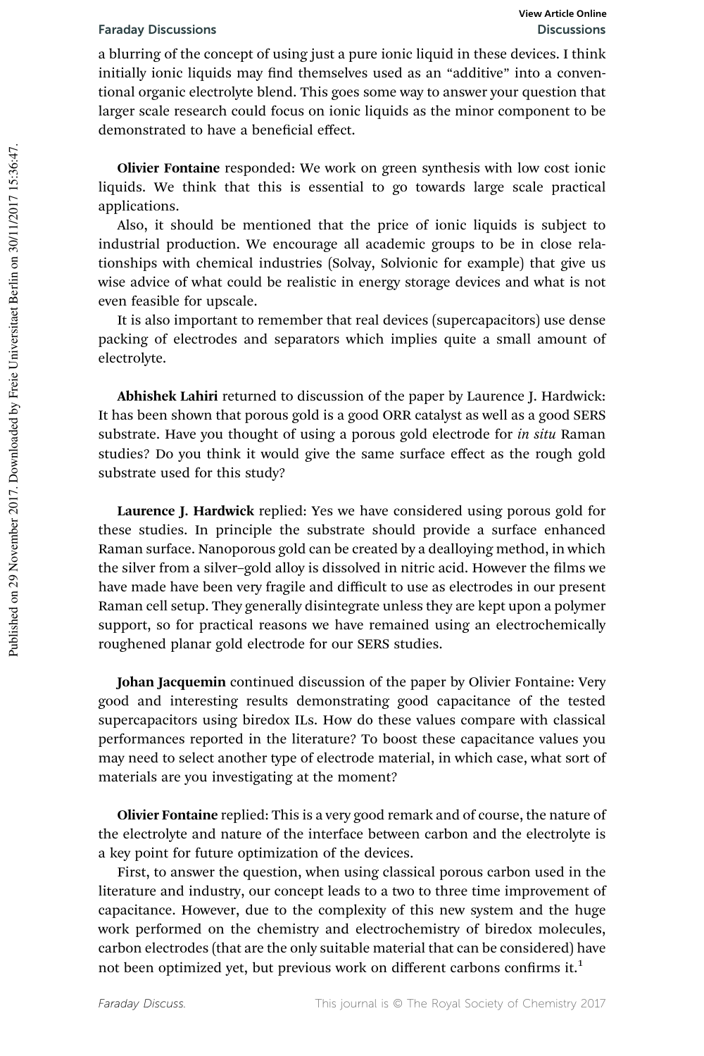a blurring of the concept of using just a pure ionic liquid in these devices. I think initially ionic liquids may find themselves used as an "additive" into a conventional organic electrolyte blend. This goes some way to answer your question that larger scale research could focus on ionic liquids as the minor component to be demonstrated to have a beneficial effect.

**Olivier Fontaine** responded: We work on green synthesis with low cost ionic liquids. We think that this is essential to go towards large scale practical applications.

Also, it should be mentioned that the price of ionic liquids is subject to industrial production. We encourage all academic groups to be in close relationships with chemical industries (Solvay, Solvionic for example) that give us wise advice of what could be realistic in energy storage devices and what is not even feasible for upscale.

It is also important to remember that real devices (supercapacitors) use dense packing of electrodes and separators which implies quite a small amount of electrolyte.

**Abhishek Lahiri** returned to discussion of the paper by Laurence J. Hardwick: It has been shown that porous gold is a good ORR catalyst as well as a good SERS substrate. Have you thought of using a porous gold electrode for *in situ* Raman studies? Do you think it would give the same surface effect as the rough gold substrate used for this study?

**Laurence J. Hardwick** replied: Yes we have considered using porous gold for these studies. In principle the substrate should provide a surface enhanced Raman surface. Nanoporous gold can be created by a dealloying method, in which the silver from a silver–gold alloy is dissolved in nitric acid. However the films we have made have been very fragile and difficult to use as electrodes in our present Raman cell setup. They generally disintegrate unless they are kept upon a polymer support, so for practical reasons we have remained using an electrochemically roughened planar gold electrode for our SERS studies.

**Johan Jacquemin** continued discussion of the paper by Olivier Fontaine: Very good and interesting results demonstrating good capacitance of the tested supercapacitors using biredox ILs. How do these values compare with classical performances reported in the literature? To boost these capacitance values you may need to select another type of electrode material, in which case, what sort of materials are you investigating at the moment?

**Olivier Fontaine** replied: This is a very good remark and of course, the nature of the electrolyte and nature of the interface between carbon and the electrolyte is a key point for future optimization of the devices.

First, to answer the question, when using classical porous carbon used in the literature and industry, our concept leads to a two to three time improvement of capacitance. However, due to the complexity of this new system and the huge work performed on the chemistry and electrochemistry of biredox molecules, carbon electrodes (that are the only suitable material that can be considered) have not been optimized yet, but previous work on different carbons confirms it.[1]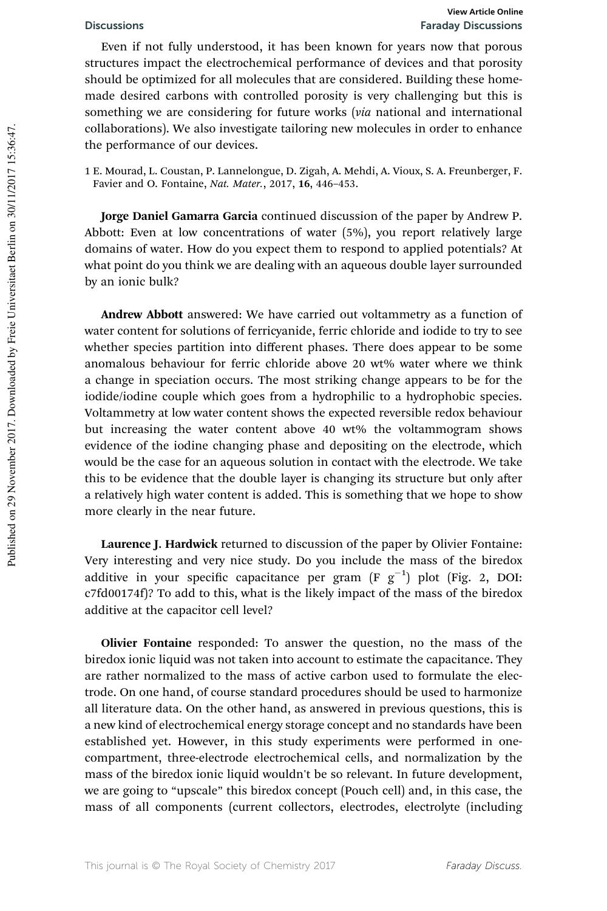Even if not fully understood, it has been known for years now that porous structures impact the electrochemical performance of devices and that porosity should be optimized for all molecules that are considered. Building these home-made desired carbons with controlled porosity is very challenging but this is something we are considering for future works (*via* national and international collaborations). We also investigate tailoring new molecules in order to enhance the performance of our devices.

1 E. Mourad, L. Coustan, P. Lannelongue, D. Zigah, A. Mehdi, A. Vioux, S. A. Freunberger, F. Favier and O. Fontaine, *Nat. Mater.*, 2017, **16**, 446–453.

**Jorge Daniel Gamarra Garcia** continued discussion of the paper by Andrew P. Abbott: Even at low concentrations of water (5%), you report relatively large domains of water. How do you expect them to respond to applied potentials? At what point do you think we are dealing with an aqueous double layer surrounded by an ionic bulk?

**Andrew Abbott** answered: We have carried out voltammetry as a function of water content for solutions of ferricyanide, ferric chloride and iodide to try to see whether species partition into different phases. There does appear to be some anomalous behaviour for ferric chloride above 20 wt% water where we think a change in speciation occurs. The most striking change appears to be for the iodide/iodine couple which goes from a hydrophilic to a hydrophobic species. Voltammetry at low water content shows the expected reversible redox behaviour but increasing the water content above 40 wt% the voltammogram shows evidence of the iodine changing phase and depositing on the electrode, which would be the case for an aqueous solution in contact with the electrode. We take this to be evidence that the double layer is changing its structure but only after a relatively high water content is added. This is something that we hope to show more clearly in the near future.

**Laurence J. Hardwick** returned to discussion of the paper by Olivier Fontaine: Very interesting and very nice study. Do you include the mass of the biredox additive in your specific capacitance per gram (F $g^{-1}$) plot (Fig. 2, DOI: c7fd00174f)? To add to this, what is the likely impact of the mass of the biredox additive at the capacitor cell level?

**Olivier Fontaine** responded: To answer the question, no the mass of the biredox ionic liquid was not taken into account to estimate the capacitance. They are rather normalized to the mass of active carbon used to formulate the electrode. On one hand, of course standard procedures should be used to harmonize all literature data. On the other hand, as answered in previous questions, this is a new kind of electrochemical energy storage concept and no standards have been established yet. However, in this study experiments were performed in one-compartment, three-electrode electrochemical cells, and normalization by the mass of the biredox ionic liquid wouldn't be so relevant. In future development, we are going to "upscale" this biredox concept (Pouch cell) and, in this case, the mass of all components (current collectors, electrodes, electrolyte (including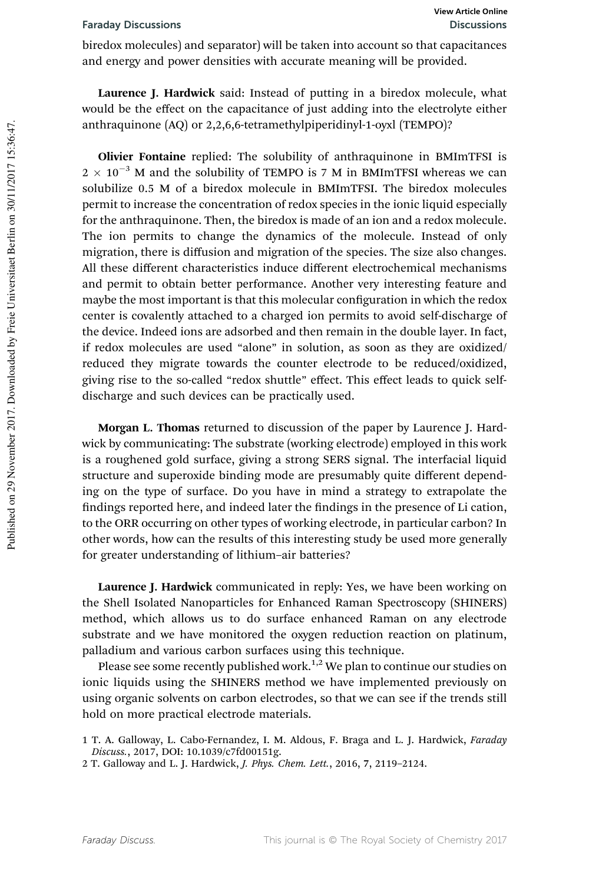biredox molecules) and separator) will be taken into account so that capacitances and energy and power densities with accurate meaning will be provided.

**Laurence J. Hardwick** said: Instead of putting in a biredox molecule, what would be the effect on the capacitance of just adding into the electrolyte either anthraquinone (AQ) or 2,2,6,6-tetramethylpiperidinyl-1-oyxl (TEMPO)?

**Olivier Fontaine** replied: The solubility of anthraquinone in BMImTFSI is $2 \times 10^{-3}$ M and the solubility of TEMPO is 7 M in BMImTFSI whereas we can solubilize 0.5 M of a biredox molecule in BMImTFSI. The biredox molecules permit to increase the concentration of redox species in the ionic liquid especially for the anthraquinone. Then, the biredox is made of an ion and a redox molecule. The ion permits to change the dynamics of the molecule. Instead of only migration, there is diffusion and migration of the species. The size also changes. All these different characteristics induce different electrochemical mechanisms and permit to obtain better performance. Another very interesting feature and maybe the most important is that this molecular configuration in which the redox center is covalently attached to a charged ion permits to avoid self-discharge of the device. Indeed ions are adsorbed and then remain in the double layer. In fact, if redox molecules are used "alone" in solution, as soon as they are oxidized/reduced they migrate towards the counter electrode to be reduced/oxidized, giving rise to the so-called "redox shuttle" effect. This effect leads to quick self-discharge and such devices can be practically used.

**Morgan L. Thomas** returned to discussion of the paper by Laurence J. Hardwick by communicating: The substrate (working electrode) employed in this work is a roughened gold surface, giving a strong SERS signal. The interfacial liquid structure and superoxide binding mode are presumably quite different depending on the type of surface. Do you have in mind a strategy to extrapolate the findings reported here, and indeed later the findings in the presence of Li cation, to the ORR occurring on other types of working electrode, in particular carbon? In other words, how can the results of this interesting study be used more generally for greater understanding of lithium–air batteries?

**Laurence J. Hardwick** communicated in reply: Yes, we have been working on the Shell Isolated Nanoparticles for Enhanced Raman Spectroscopy (SHINERS) method, which allows us to do surface enhanced Raman on any electrode substrate and we have monitored the oxygen reduction reaction on platinum, palladium and various carbon surfaces using this technique.

Please see some recently published work.[1,2] We plan to continue our studies on ionic liquids using the SHINERS method we have implemented previously on using organic solvents on carbon electrodes, so that we can see if the trends still hold on more practical electrode materials.

1 T. A. Galloway, L. Cabo-Fernandez, I. M. Aldous, F. Braga and L. J. Hardwick, *Faraday Discuss.*, 2017, DOI: 10.1039/c7fd00151g.

2 T. Galloway and L. J. Hardwick, *J. Phys. Chem. Lett.*, 2016, **7**, 2119–2124.